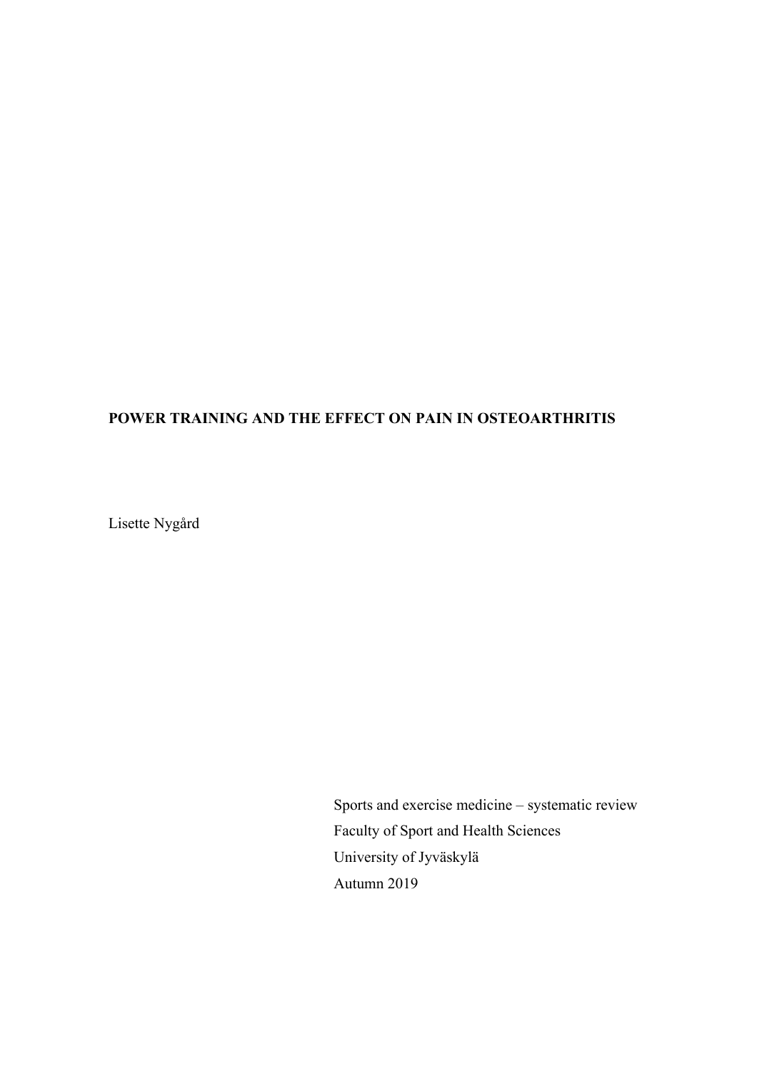# POWER TRAINING AND THE EFFECT ON PAIN IN OSTEOARTHRITIS

Lisette Nygård

Sports and exercise medicine – systematic review
Faculty of Sport and Health Sciences
University of Jyväskylä
Autumn 2019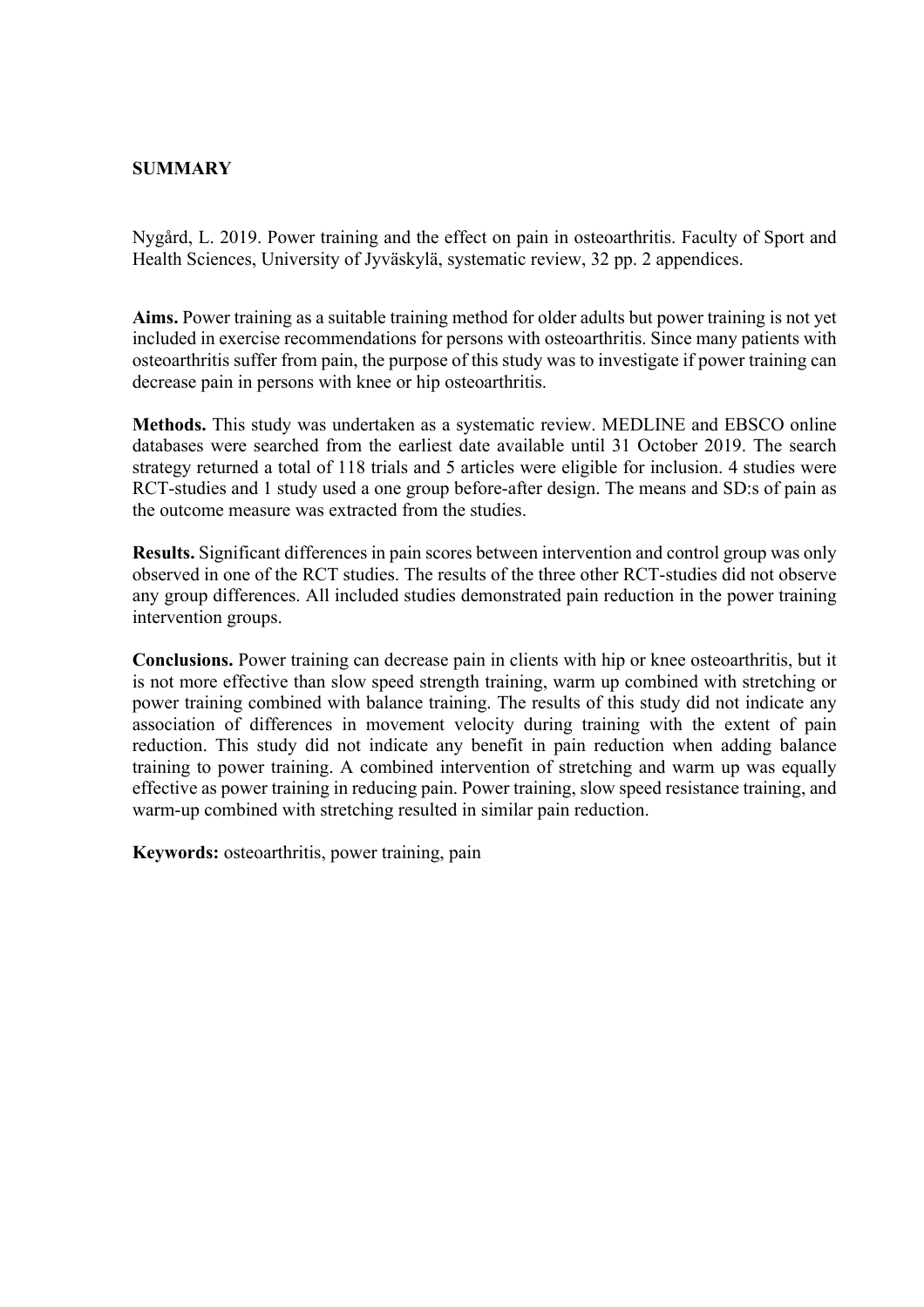**SUMMARY**

Nygård, L. 2019. Power training and the effect on pain in osteoarthritis. Faculty of Sport and Health Sciences, University of Jyväskylä, systematic review, 32 pp. 2 appendices.

**Aims.** Power training as a suitable training method for older adults but power training is not yet included in exercise recommendations for persons with osteoarthritis. Since many patients with osteoarthritis suffer from pain, the purpose of this study was to investigate if power training can decrease pain in persons with knee or hip osteoarthritis.

**Methods.** This study was undertaken as a systematic review. MEDLINE and EBSCO online databases were searched from the earliest date available until 31 October 2019. The search strategy returned a total of 118 trials and 5 articles were eligible for inclusion. 4 studies were RCT-studies and 1 study used a one group before-after design. The means and SD:s of pain as the outcome measure was extracted from the studies.

**Results.** Significant differences in pain scores between intervention and control group was only observed in one of the RCT studies. The results of the three other RCT-studies did not observe any group differences. All included studies demonstrated pain reduction in the power training intervention groups.

**Conclusions.** Power training can decrease pain in clients with hip or knee osteoarthritis, but it is not more effective than slow speed strength training, warm up combined with stretching or power training combined with balance training. The results of this study did not indicate any association of differences in movement velocity during training with the extent of pain reduction. This study did not indicate any benefit in pain reduction when adding balance training to power training. A combined intervention of stretching and warm up was equally effective as power training in reducing pain. Power training, slow speed resistance training, and warm-up combined with stretching resulted in similar pain reduction.

**Keywords:** osteoarthritis, power training, pain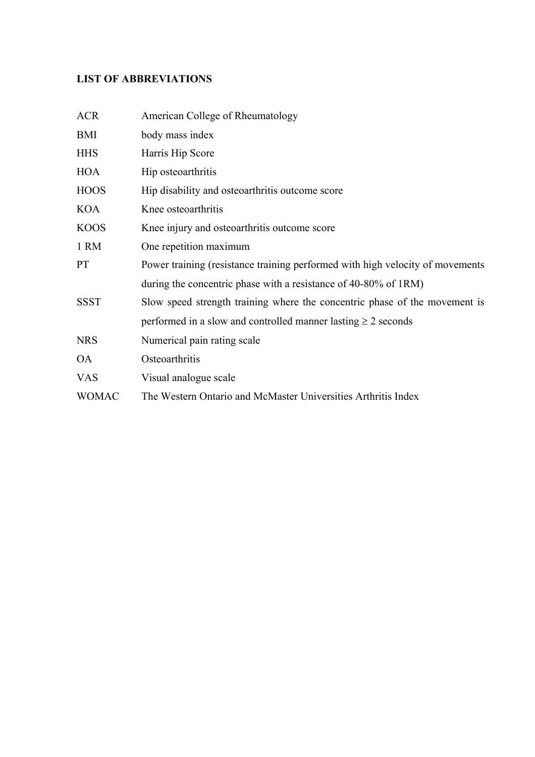**LIST OF ABBREVIATIONS**

| | |
|---|---|
| ACR | American College of Rheumatology |
| BMI | body mass index |
| HHS | Harris Hip Score |
| HOA | Hip osteoarthritis |
| HOOS | Hip disability and osteoarthritis outcome score |
| KOA | Knee osteoarthritis |
| KOOS | Knee injury and osteoarthritis outcome score |
| 1 RM | One repetition maximum |
| PT | Power training (resistance training performed with high velocity of movements during the concentric phase with a resistance of 40-80% of 1RM) |
| SSST | Slow speed strength training where the concentric phase of the movement is performed in a slow and controlled manner lasting ≥ 2 seconds |
| NRS | Numerical pain rating scale |
| OA | Osteoarthritis |
| VAS | Visual analogue scale |
| WOMAC | The Western Ontario and McMaster Universities Arthritis Index |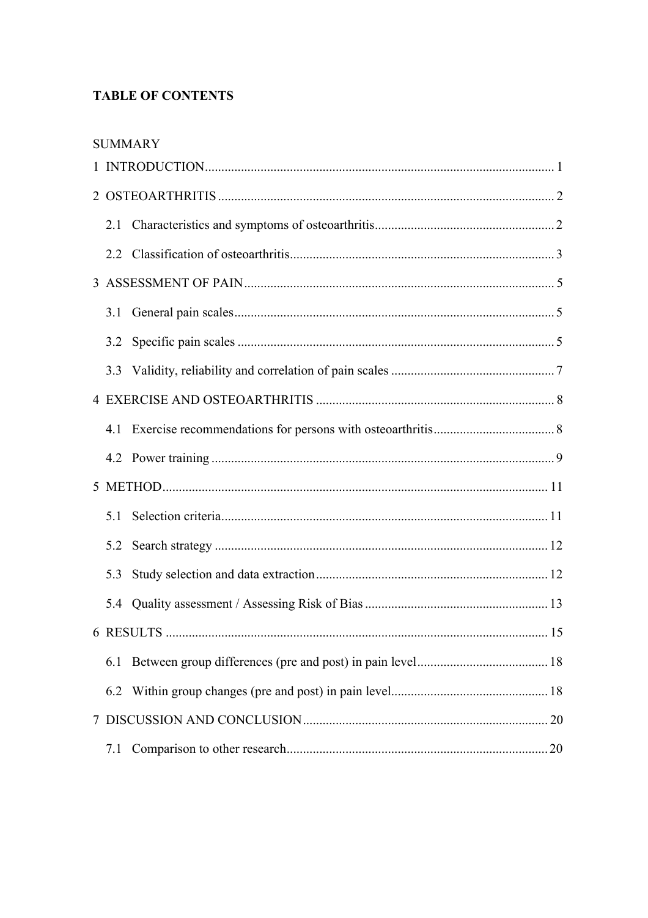**TABLE OF CONTENTS**

SUMMARY

1 INTRODUCTION ........................................................................................................ 1

2 OSTEOARTHRITIS ................................................................................................... 2

- 2.1 Characteristics and symptoms of osteoarthritis ..................................................... 2
- 2.2 Classification of osteoarthritis ............................................................................... 3

3 ASSESSMENT OF PAIN ........................................................................................... 5

- 3.1 General pain scales ................................................................................................ 5
- 3.2 Specific pain scales ............................................................................................... 5
- 3.3 Validity, reliability and correlation of pain scales ................................................. 7

4 EXERCISE AND OSTEOARTHRITIS ....................................................................... 8

- 4.1 Exercise recommendations for persons with osteoarthritis .................................... 8
- 4.2 Power training ....................................................................................................... 9

5 METHOD .................................................................................................................. 11

- 5.1 Selection criteria ................................................................................................... 11
- 5.2 Search strategy ..................................................................................................... 12
- 5.3 Study selection and data extraction ....................................................................... 12
- 5.4 Quality assessment / Assessing Risk of Bias ........................................................ 13

6 RESULTS .................................................................................................................. 15

- 6.1 Between group differences (pre and post) in pain level ........................................ 18
- 6.2 Within group changes (pre and post) in pain level ................................................ 18

7 DISCUSSION AND CONCLUSION .......................................................................... 20

- 7.1 Comparison to other research ............................................................................... 20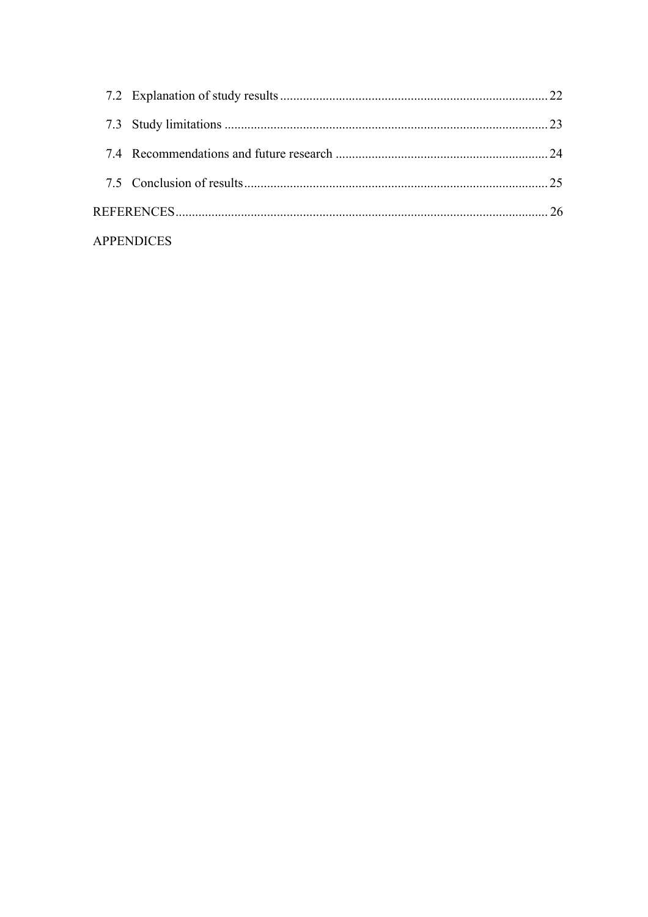7.2 Explanation of study results ... 22

7.3 Study limitations ... 23

7.4 Recommendations and future research ... 24

7.5 Conclusion of results ... 25

REFERENCES ... 26

APPENDICES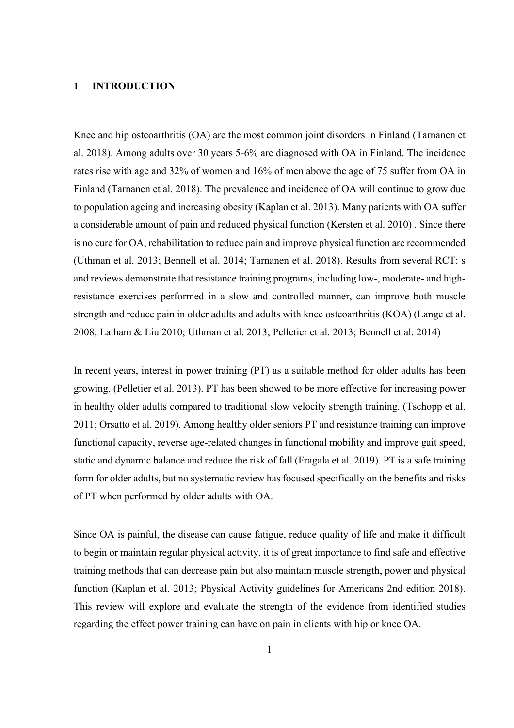# 1 INTRODUCTION

Knee and hip osteoarthritis (OA) are the most common joint disorders in Finland (Tarnanen et al. 2018). Among adults over 30 years 5-6% are diagnosed with OA in Finland. The incidence rates rise with age and 32% of women and 16% of men above the age of 75 suffer from OA in Finland (Tarnanen et al. 2018). The prevalence and incidence of OA will continue to grow due to population ageing and increasing obesity (Kaplan et al. 2013). Many patients with OA suffer a considerable amount of pain and reduced physical function (Kersten et al. 2010) . Since there is no cure for OA, rehabilitation to reduce pain and improve physical function are recommended (Uthman et al. 2013; Bennell et al. 2014; Tarnanen et al. 2018). Results from several RCT: s and reviews demonstrate that resistance training programs, including low-, moderate- and high-resistance exercises performed in a slow and controlled manner, can improve both muscle strength and reduce pain in older adults and adults with knee osteoarthritis (KOA) (Lange et al. 2008; Latham & Liu 2010; Uthman et al. 2013; Pelletier et al. 2013; Bennell et al. 2014)

In recent years, interest in power training (PT) as a suitable method for older adults has been growing. (Pelletier et al. 2013). PT has been showed to be more effective for increasing power in healthy older adults compared to traditional slow velocity strength training. (Tschopp et al. 2011; Orsatto et al. 2019). Among healthy older seniors PT and resistance training can improve functional capacity, reverse age-related changes in functional mobility and improve gait speed, static and dynamic balance and reduce the risk of fall (Fragala et al. 2019). PT is a safe training form for older adults, but no systematic review has focused specifically on the benefits and risks of PT when performed by older adults with OA.

Since OA is painful, the disease can cause fatigue, reduce quality of life and make it difficult to begin or maintain regular physical activity, it is of great importance to find safe and effective training methods that can decrease pain but also maintain muscle strength, power and physical function (Kaplan et al. 2013; Physical Activity guidelines for Americans 2nd edition 2018). This review will explore and evaluate the strength of the evidence from identified studies regarding the effect power training can have on pain in clients with hip or knee OA.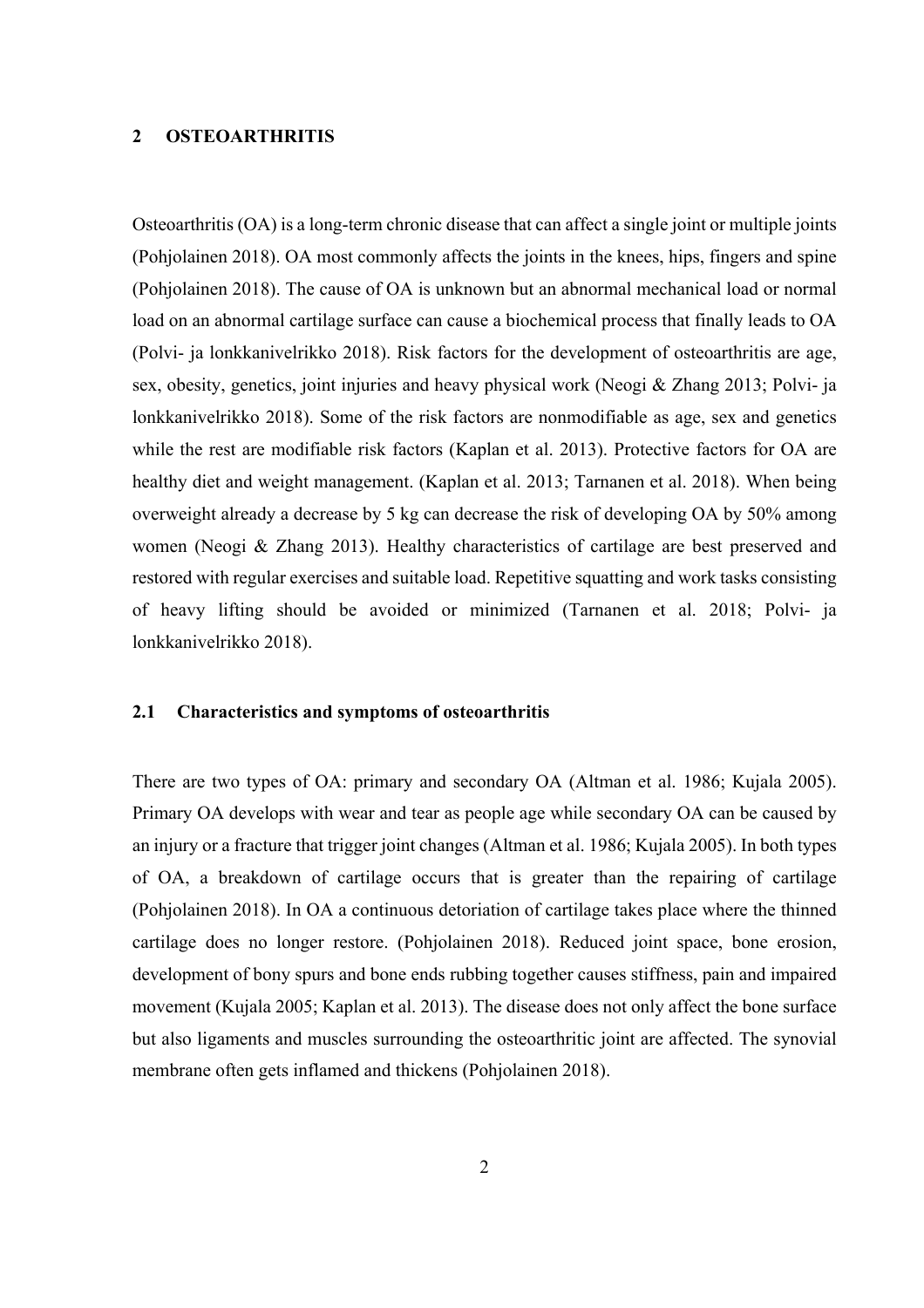# 2 OSTEOARTHRITIS

Osteoarthritis (OA) is a long-term chronic disease that can affect a single joint or multiple joints (Pohjolainen 2018). OA most commonly affects the joints in the knees, hips, fingers and spine (Pohjolainen 2018). The cause of OA is unknown but an abnormal mechanical load or normal load on an abnormal cartilage surface can cause a biochemical process that finally leads to OA (Polvi- ja lonkkanivelrikko 2018). Risk factors for the development of osteoarthritis are age, sex, obesity, genetics, joint injuries and heavy physical work (Neogi & Zhang 2013; Polvi- ja lonkkanivelrikko 2018). Some of the risk factors are nonmodifiable as age, sex and genetics while the rest are modifiable risk factors (Kaplan et al. 2013). Protective factors for OA are healthy diet and weight management. (Kaplan et al. 2013; Tarnanen et al. 2018). When being overweight already a decrease by 5 kg can decrease the risk of developing OA by 50% among women (Neogi & Zhang 2013). Healthy characteristics of cartilage are best preserved and restored with regular exercises and suitable load. Repetitive squatting and work tasks consisting of heavy lifting should be avoided or minimized (Tarnanen et al. 2018; Polvi- ja lonkkanivelrikko 2018).

## 2.1 Characteristics and symptoms of osteoarthritis

There are two types of OA: primary and secondary OA (Altman et al. 1986; Kujala 2005). Primary OA develops with wear and tear as people age while secondary OA can be caused by an injury or a fracture that trigger joint changes (Altman et al. 1986; Kujala 2005). In both types of OA, a breakdown of cartilage occurs that is greater than the repairing of cartilage (Pohjolainen 2018). In OA a continuous detoriation of cartilage takes place where the thinned cartilage does no longer restore. (Pohjolainen 2018). Reduced joint space, bone erosion, development of bony spurs and bone ends rubbing together causes stiffness, pain and impaired movement (Kujala 2005; Kaplan et al. 2013). The disease does not only affect the bone surface but also ligaments and muscles surrounding the osteoarthritic joint are affected. The synovial membrane often gets inflamed and thickens (Pohjolainen 2018).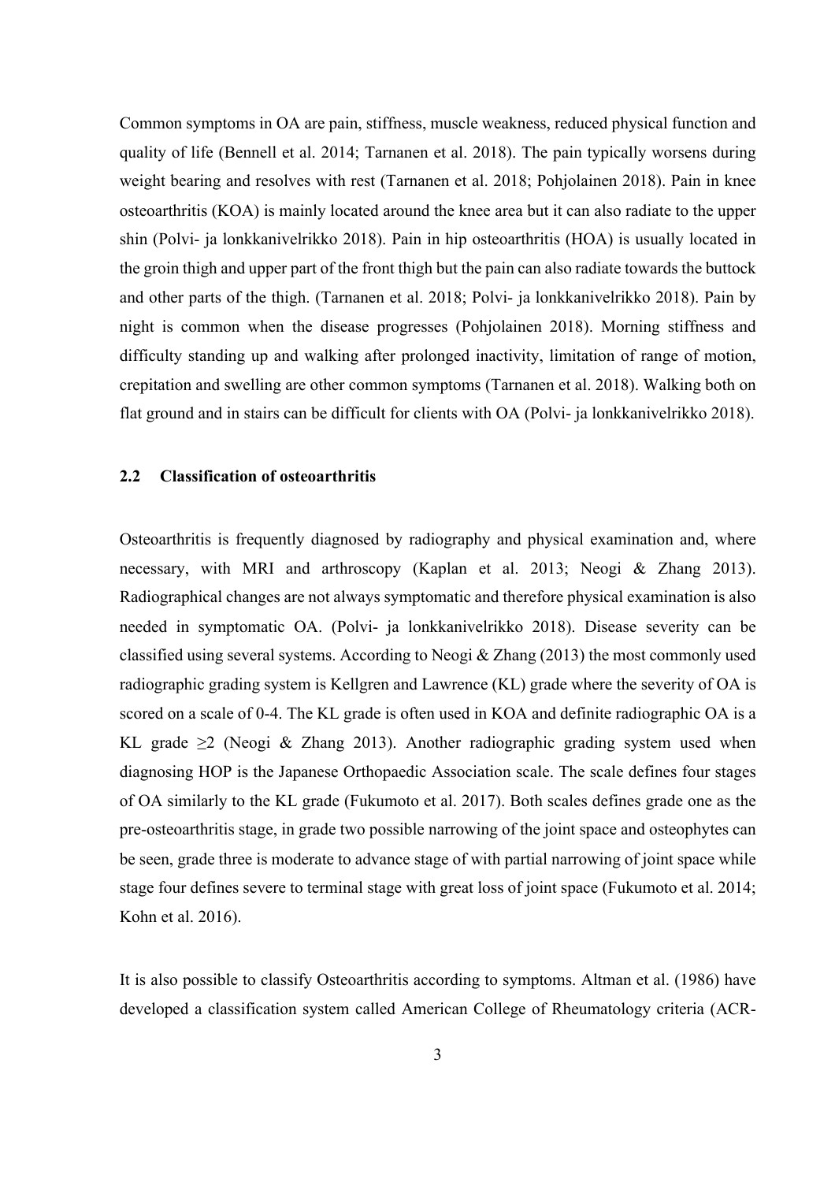Common symptoms in OA are pain, stiffness, muscle weakness, reduced physical function and quality of life (Bennell et al. 2014; Tarnanen et al. 2018). The pain typically worsens during weight bearing and resolves with rest (Tarnanen et al. 2018; Pohjolainen 2018). Pain in knee osteoarthritis (KOA) is mainly located around the knee area but it can also radiate to the upper shin (Polvi- ja lonkkanivelrikko 2018). Pain in hip osteoarthritis (HOA) is usually located in the groin thigh and upper part of the front thigh but the pain can also radiate towards the buttock and other parts of the thigh. (Tarnanen et al. 2018; Polvi- ja lonkkanivelrikko 2018). Pain by night is common when the disease progresses (Pohjolainen 2018). Morning stiffness and difficulty standing up and walking after prolonged inactivity, limitation of range of motion, crepitation and swelling are other common symptoms (Tarnanen et al. 2018). Walking both on flat ground and in stairs can be difficult for clients with OA (Polvi- ja lonkkanivelrikko 2018).

### 2.2 Classification of osteoarthritis

Osteoarthritis is frequently diagnosed by radiography and physical examination and, where necessary, with MRI and arthroscopy (Kaplan et al. 2013; Neogi & Zhang 2013). Radiographical changes are not always symptomatic and therefore physical examination is also needed in symptomatic OA. (Polvi- ja lonkkanivelrikko 2018). Disease severity can be classified using several systems. According to Neogi & Zhang (2013) the most commonly used radiographic grading system is Kellgren and Lawrence (KL) grade where the severity of OA is scored on a scale of 0-4. The KL grade is often used in KOA and definite radiographic OA is a KL grade ≥2 (Neogi & Zhang 2013). Another radiographic grading system used when diagnosing HOP is the Japanese Orthopaedic Association scale. The scale defines four stages of OA similarly to the KL grade (Fukumoto et al. 2017). Both scales defines grade one as the pre-osteoarthritis stage, in grade two possible narrowing of the joint space and osteophytes can be seen, grade three is moderate to advance stage of with partial narrowing of joint space while stage four defines severe to terminal stage with great loss of joint space (Fukumoto et al. 2014; Kohn et al. 2016).

It is also possible to classify Osteoarthritis according to symptoms. Altman et al. (1986) have developed a classification system called American College of Rheumatology criteria (ACR-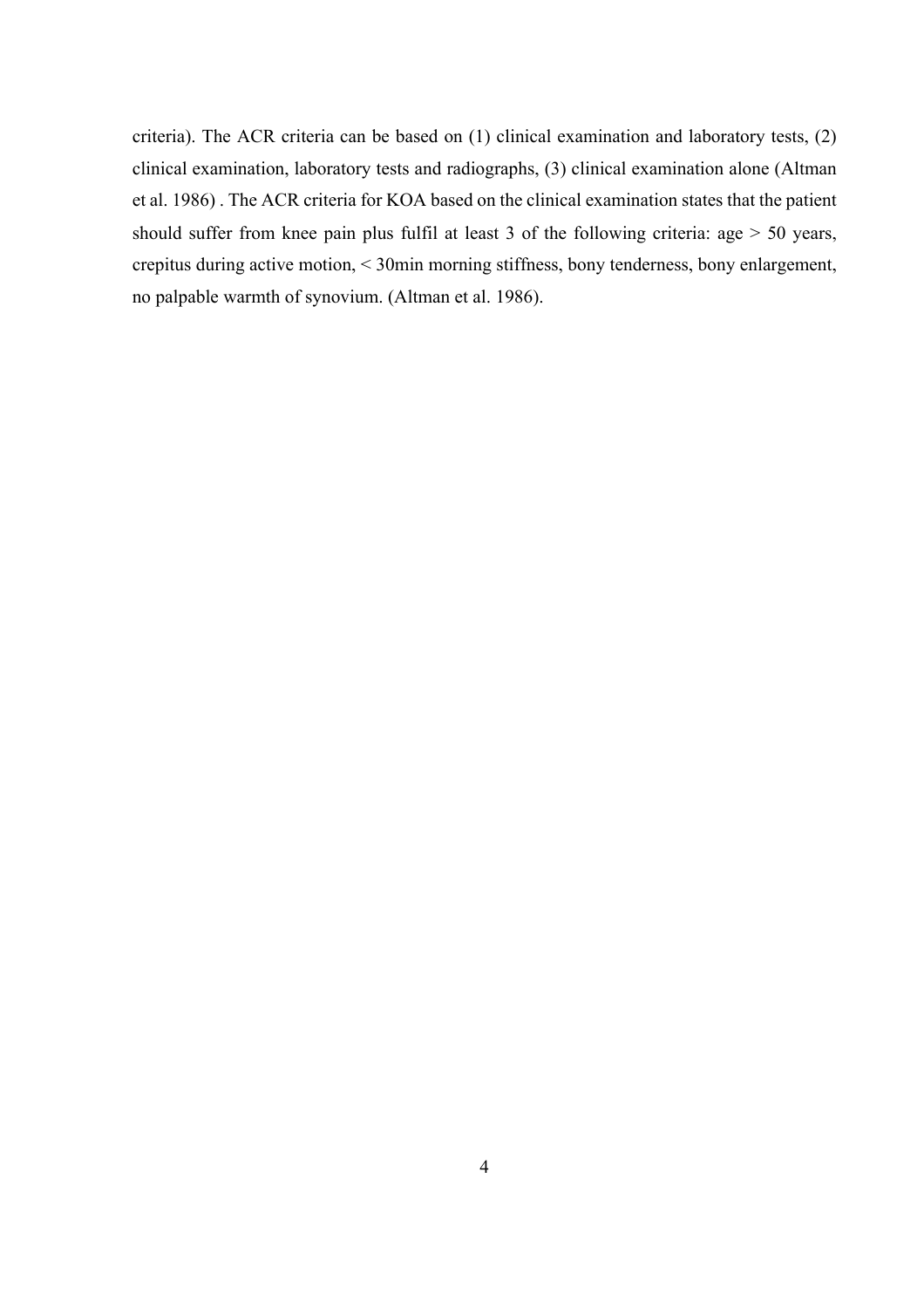criteria). The ACR criteria can be based on (1) clinical examination and laboratory tests, (2) clinical examination, laboratory tests and radiographs, (3) clinical examination alone (Altman et al. 1986) . The ACR criteria for KOA based on the clinical examination states that the patient should suffer from knee pain plus fulfil at least 3 of the following criteria: age > 50 years, crepitus during active motion, < 30min morning stiffness, bony tenderness, bony enlargement, no palpable warmth of synovium. (Altman et al. 1986).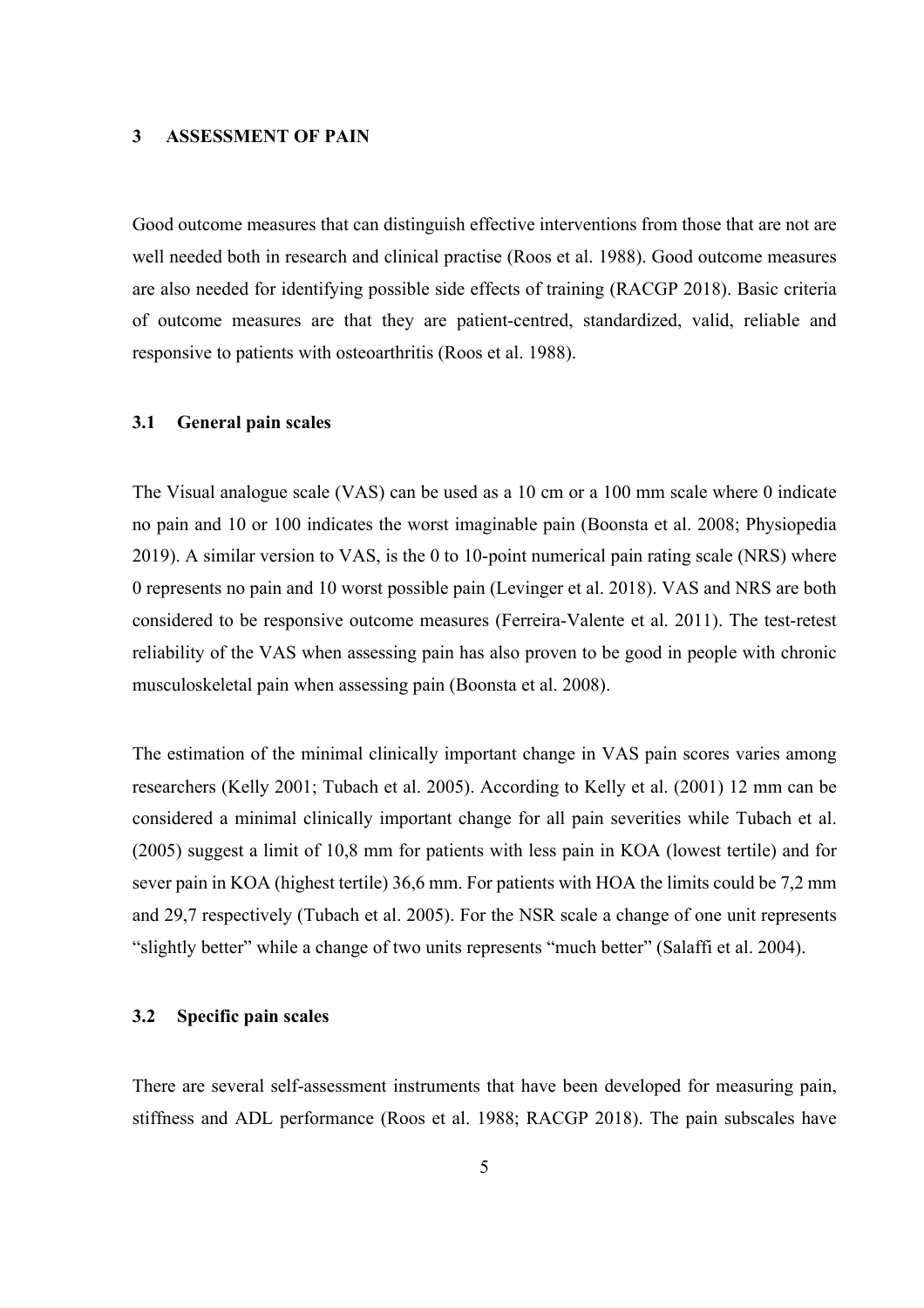# 3 ASSESSMENT OF PAIN

Good outcome measures that can distinguish effective interventions from those that are not are well needed both in research and clinical practise (Roos et al. 1988). Good outcome measures are also needed for identifying possible side effects of training (RACGP 2018). Basic criteria of outcome measures are that they are patient-centred, standardized, valid, reliable and responsive to patients with osteoarthritis (Roos et al. 1988).

## 3.1 General pain scales

The Visual analogue scale (VAS) can be used as a 10 cm or a 100 mm scale where 0 indicate no pain and 10 or 100 indicates the worst imaginable pain (Boonsta et al. 2008; Physiopedia 2019). A similar version to VAS, is the 0 to 10-point numerical pain rating scale (NRS) where 0 represents no pain and 10 worst possible pain (Levinger et al. 2018). VAS and NRS are both considered to be responsive outcome measures (Ferreira-Valente et al. 2011). The test-retest reliability of the VAS when assessing pain has also proven to be good in people with chronic musculoskeletal pain when assessing pain (Boonsta et al. 2008).

The estimation of the minimal clinically important change in VAS pain scores varies among researchers (Kelly 2001; Tubach et al. 2005). According to Kelly et al. (2001) 12 mm can be considered a minimal clinically important change for all pain severities while Tubach et al. (2005) suggest a limit of 10,8 mm for patients with less pain in KOA (lowest tertile) and for sever pain in KOA (highest tertile) 36,6 mm. For patients with HOA the limits could be 7,2 mm and 29,7 respectively (Tubach et al. 2005). For the NSR scale a change of one unit represents "slightly better" while a change of two units represents "much better" (Salaffi et al. 2004).

## 3.2 Specific pain scales

There are several self-assessment instruments that have been developed for measuring pain, stiffness and ADL performance (Roos et al. 1988; RACGP 2018). The pain subscales have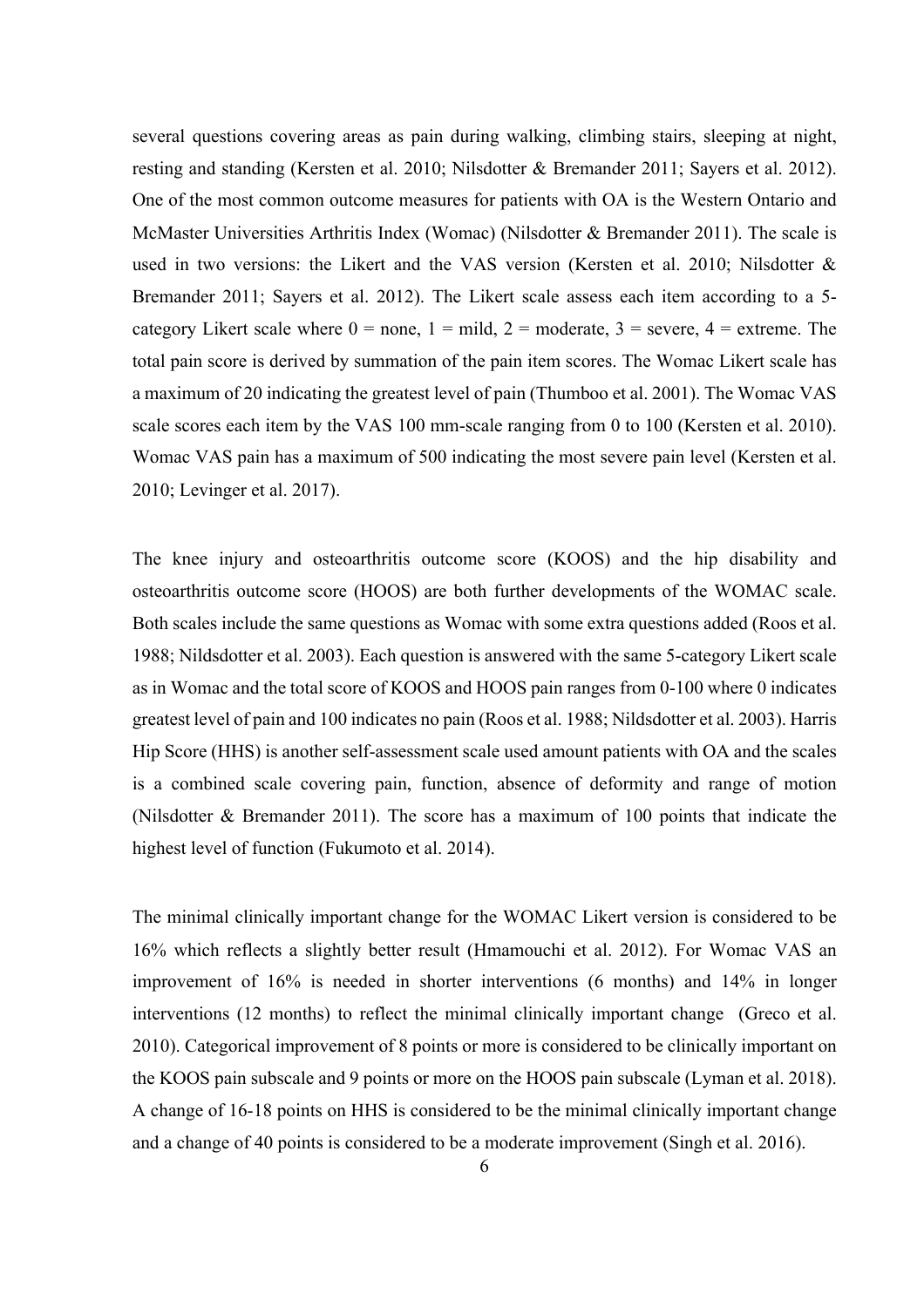several questions covering areas as pain during walking, climbing stairs, sleeping at night, resting and standing (Kersten et al. 2010; Nilsdotter & Bremander 2011; Sayers et al. 2012). One of the most common outcome measures for patients with OA is the Western Ontario and McMaster Universities Arthritis Index (Womac) (Nilsdotter & Bremander 2011). The scale is used in two versions: the Likert and the VAS version (Kersten et al. 2010; Nilsdotter & Bremander 2011; Sayers et al. 2012). The Likert scale assess each item according to a 5-category Likert scale where 0 = none, 1 = mild, 2 = moderate, 3 = severe, 4 = extreme. The total pain score is derived by summation of the pain item scores. The Womac Likert scale has a maximum of 20 indicating the greatest level of pain (Thumboo et al. 2001). The Womac VAS scale scores each item by the VAS 100 mm-scale ranging from 0 to 100 (Kersten et al. 2010). Womac VAS pain has a maximum of 500 indicating the most severe pain level (Kersten et al. 2010; Levinger et al. 2017).

The knee injury and osteoarthritis outcome score (KOOS) and the hip disability and osteoarthritis outcome score (HOOS) are both further developments of the WOMAC scale. Both scales include the same questions as Womac with some extra questions added (Roos et al. 1988; Nildsdotter et al. 2003). Each question is answered with the same 5-category Likert scale as in Womac and the total score of KOOS and HOOS pain ranges from 0-100 where 0 indicates greatest level of pain and 100 indicates no pain (Roos et al. 1988; Nildsdotter et al. 2003). Harris Hip Score (HHS) is another self-assessment scale used amount patients with OA and the scales is a combined scale covering pain, function, absence of deformity and range of motion (Nilsdotter & Bremander 2011). The score has a maximum of 100 points that indicate the highest level of function (Fukumoto et al. 2014).

The minimal clinically important change for the WOMAC Likert version is considered to be 16% which reflects a slightly better result (Hmamouchi et al. 2012). For Womac VAS an improvement of 16% is needed in shorter interventions (6 months) and 14% in longer interventions (12 months) to reflect the minimal clinically important change (Greco et al. 2010). Categorical improvement of 8 points or more is considered to be clinically important on the KOOS pain subscale and 9 points or more on the HOOS pain subscale (Lyman et al. 2018). A change of 16-18 points on HHS is considered to be the minimal clinically important change and a change of 40 points is considered to be a moderate improvement (Singh et al. 2016).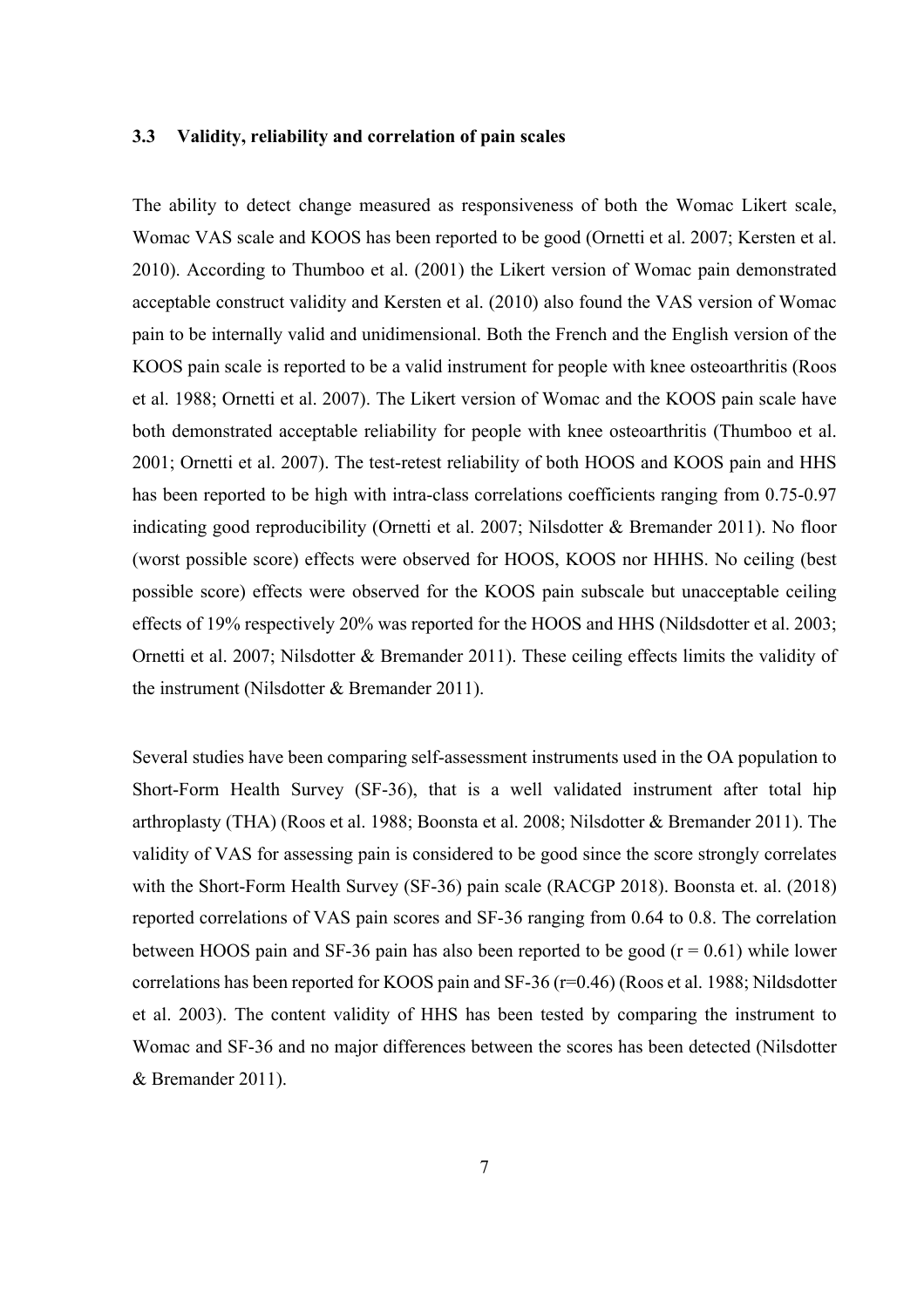### 3.3 Validity, reliability and correlation of pain scales

The ability to detect change measured as responsiveness of both the Womac Likert scale, Womac VAS scale and KOOS has been reported to be good (Ornetti et al. 2007; Kersten et al. 2010). According to Thumboo et al. (2001) the Likert version of Womac pain demonstrated acceptable construct validity and Kersten et al. (2010) also found the VAS version of Womac pain to be internally valid and unidimensional. Both the French and the English version of the KOOS pain scale is reported to be a valid instrument for people with knee osteoarthritis (Roos et al. 1988; Ornetti et al. 2007). The Likert version of Womac and the KOOS pain scale have both demonstrated acceptable reliability for people with knee osteoarthritis (Thumboo et al. 2001; Ornetti et al. 2007). The test-retest reliability of both HOOS and KOOS pain and HHS has been reported to be high with intra-class correlations coefficients ranging from 0.75-0.97 indicating good reproducibility (Ornetti et al. 2007; Nilsdotter & Bremander 2011). No floor (worst possible score) effects were observed for HOOS, KOOS nor HHHS. No ceiling (best possible score) effects were observed for the KOOS pain subscale but unacceptable ceiling effects of 19% respectively 20% was reported for the HOOS and HHS (Nildsdotter et al. 2003; Ornetti et al. 2007; Nilsdotter & Bremander 2011). These ceiling effects limits the validity of the instrument (Nilsdotter & Bremander 2011).

Several studies have been comparing self-assessment instruments used in the OA population to Short-Form Health Survey (SF-36), that is a well validated instrument after total hip arthroplasty (THA) (Roos et al. 1988; Boonsta et al. 2008; Nilsdotter & Bremander 2011). The validity of VAS for assessing pain is considered to be good since the score strongly correlates with the Short-Form Health Survey (SF-36) pain scale (RACGP 2018). Boonsta et. al. (2018) reported correlations of VAS pain scores and SF-36 ranging from 0.64 to 0.8. The correlation between HOOS pain and SF-36 pain has also been reported to be good ($r = 0.61$) while lower correlations has been reported for KOOS pain and SF-36 ($r=0.46$) (Roos et al. 1988; Nildsdotter et al. 2003). The content validity of HHS has been tested by comparing the instrument to Womac and SF-36 and no major differences between the scores has been detected (Nilsdotter & Bremander 2011).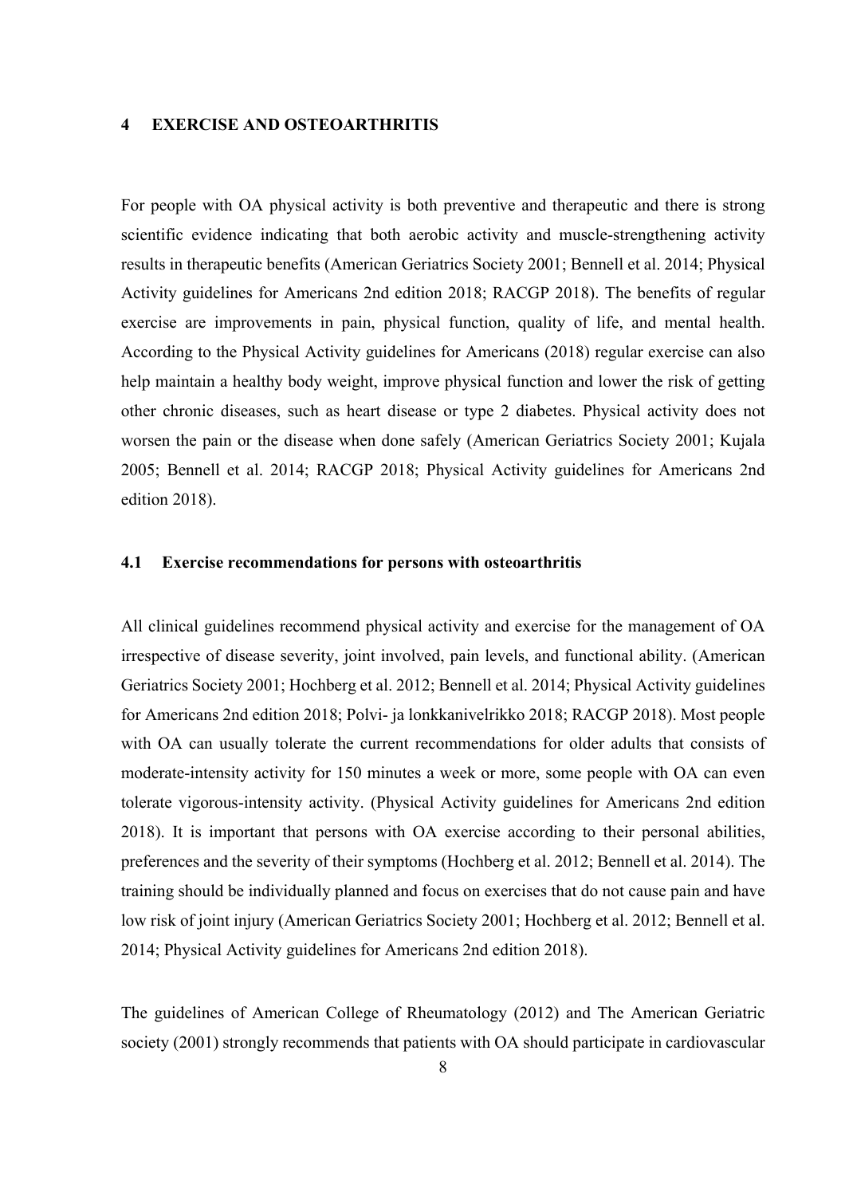# 4 EXERCISE AND OSTEOARTHRITIS

For people with OA physical activity is both preventive and therapeutic and there is strong scientific evidence indicating that both aerobic activity and muscle-strengthening activity results in therapeutic benefits (American Geriatrics Society 2001; Bennell et al. 2014; Physical Activity guidelines for Americans 2nd edition 2018; RACGP 2018). The benefits of regular exercise are improvements in pain, physical function, quality of life, and mental health. According to the Physical Activity guidelines for Americans (2018) regular exercise can also help maintain a healthy body weight, improve physical function and lower the risk of getting other chronic diseases, such as heart disease or type 2 diabetes. Physical activity does not worsen the pain or the disease when done safely (American Geriatrics Society 2001; Kujala 2005; Bennell et al. 2014; RACGP 2018; Physical Activity guidelines for Americans 2nd edition 2018).

## 4.1 Exercise recommendations for persons with osteoarthritis

All clinical guidelines recommend physical activity and exercise for the management of OA irrespective of disease severity, joint involved, pain levels, and functional ability. (American Geriatrics Society 2001; Hochberg et al. 2012; Bennell et al. 2014; Physical Activity guidelines for Americans 2nd edition 2018; Polvi- ja lonkkanivelrikko 2018; RACGP 2018). Most people with OA can usually tolerate the current recommendations for older adults that consists of moderate-intensity activity for 150 minutes a week or more, some people with OA can even tolerate vigorous-intensity activity. (Physical Activity guidelines for Americans 2nd edition 2018). It is important that persons with OA exercise according to their personal abilities, preferences and the severity of their symptoms (Hochberg et al. 2012; Bennell et al. 2014). The training should be individually planned and focus on exercises that do not cause pain and have low risk of joint injury (American Geriatrics Society 2001; Hochberg et al. 2012; Bennell et al. 2014; Physical Activity guidelines for Americans 2nd edition 2018).

The guidelines of American College of Rheumatology (2012) and The American Geriatric society (2001) strongly recommends that patients with OA should participate in cardiovascular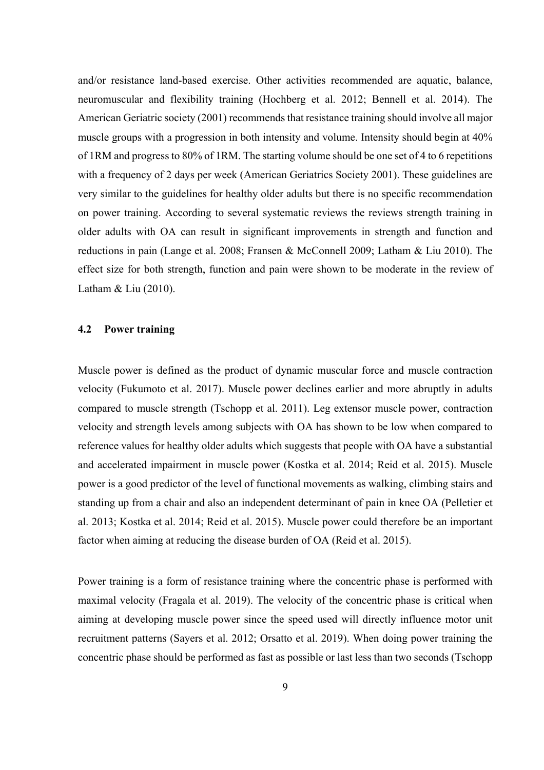and/or resistance land-based exercise. Other activities recommended are aquatic, balance, neuromuscular and flexibility training (Hochberg et al. 2012; Bennell et al. 2014). The American Geriatric society (2001) recommends that resistance training should involve all major muscle groups with a progression in both intensity and volume. Intensity should begin at 40% of 1RM and progress to 80% of 1RM. The starting volume should be one set of 4 to 6 repetitions with a frequency of 2 days per week (American Geriatrics Society 2001). These guidelines are very similar to the guidelines for healthy older adults but there is no specific recommendation on power training. According to several systematic reviews the reviews strength training in older adults with OA can result in significant improvements in strength and function and reductions in pain (Lange et al. 2008; Fransen & McConnell 2009; Latham & Liu 2010). The effect size for both strength, function and pain were shown to be moderate in the review of Latham & Liu (2010).

### 4.2 Power training

Muscle power is defined as the product of dynamic muscular force and muscle contraction velocity (Fukumoto et al. 2017). Muscle power declines earlier and more abruptly in adults compared to muscle strength (Tschopp et al. 2011). Leg extensor muscle power, contraction velocity and strength levels among subjects with OA has shown to be low when compared to reference values for healthy older adults which suggests that people with OA have a substantial and accelerated impairment in muscle power (Kostka et al. 2014; Reid et al. 2015). Muscle power is a good predictor of the level of functional movements as walking, climbing stairs and standing up from a chair and also an independent determinant of pain in knee OA (Pelletier et al. 2013; Kostka et al. 2014; Reid et al. 2015). Muscle power could therefore be an important factor when aiming at reducing the disease burden of OA (Reid et al. 2015).

Power training is a form of resistance training where the concentric phase is performed with maximal velocity (Fragala et al. 2019). The velocity of the concentric phase is critical when aiming at developing muscle power since the speed used will directly influence motor unit recruitment patterns (Sayers et al. 2012; Orsatto et al. 2019). When doing power training the concentric phase should be performed as fast as possible or last less than two seconds (Tschopp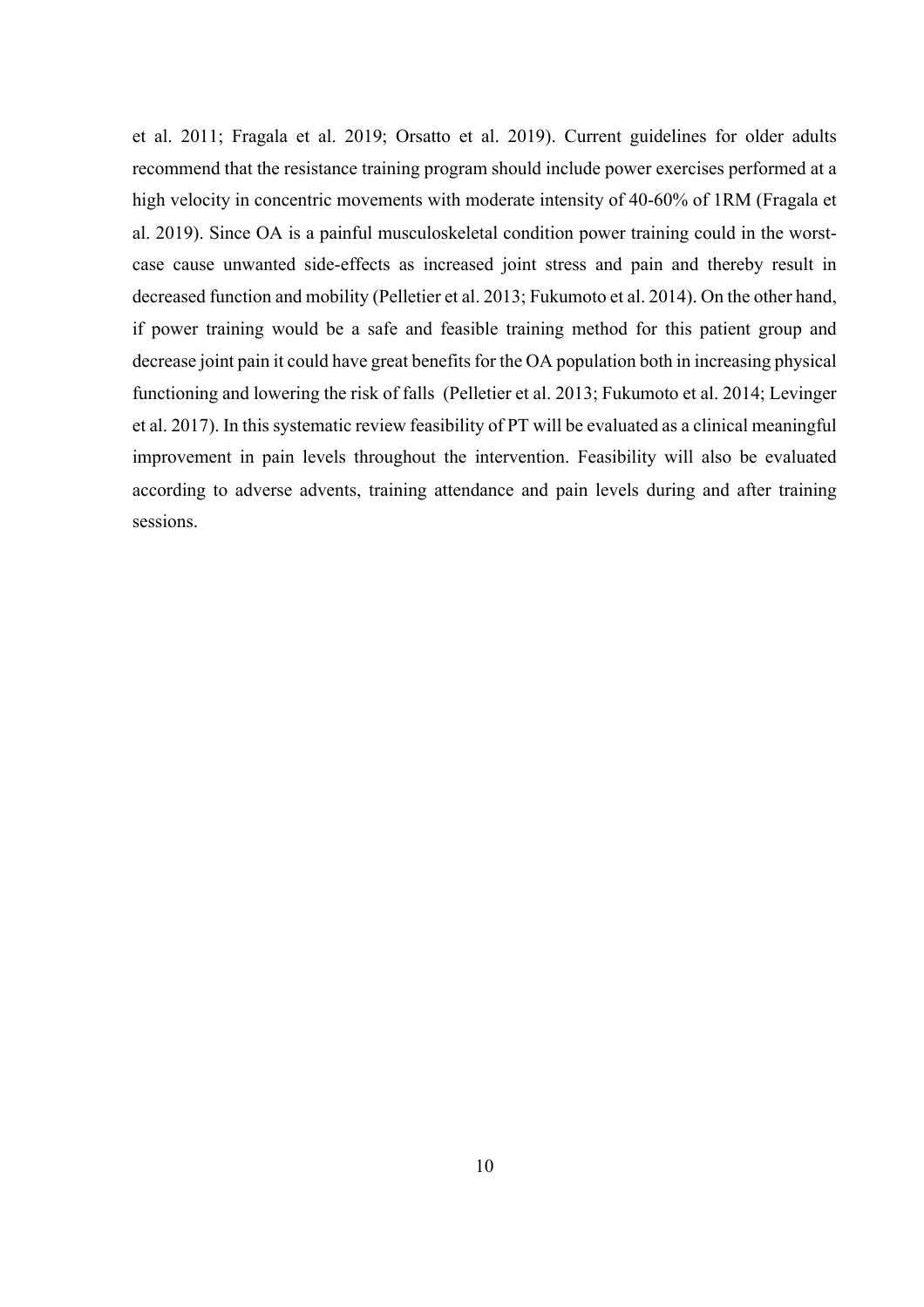et al. 2011; Fragala et al. 2019; Orsatto et al. 2019). Current guidelines for older adults recommend that the resistance training program should include power exercises performed at a high velocity in concentric movements with moderate intensity of 40-60% of 1RM (Fragala et al. 2019). Since OA is a painful musculoskeletal condition power training could in the worst-case cause unwanted side-effects as increased joint stress and pain and thereby result in decreased function and mobility (Pelletier et al. 2013; Fukumoto et al. 2014). On the other hand, if power training would be a safe and feasible training method for this patient group and decrease joint pain it could have great benefits for the OA population both in increasing physical functioning and lowering the risk of falls (Pelletier et al. 2013; Fukumoto et al. 2014; Levinger et al. 2017). In this systematic review feasibility of PT will be evaluated as a clinical meaningful improvement in pain levels throughout the intervention. Feasibility will also be evaluated according to adverse advents, training attendance and pain levels during and after training sessions.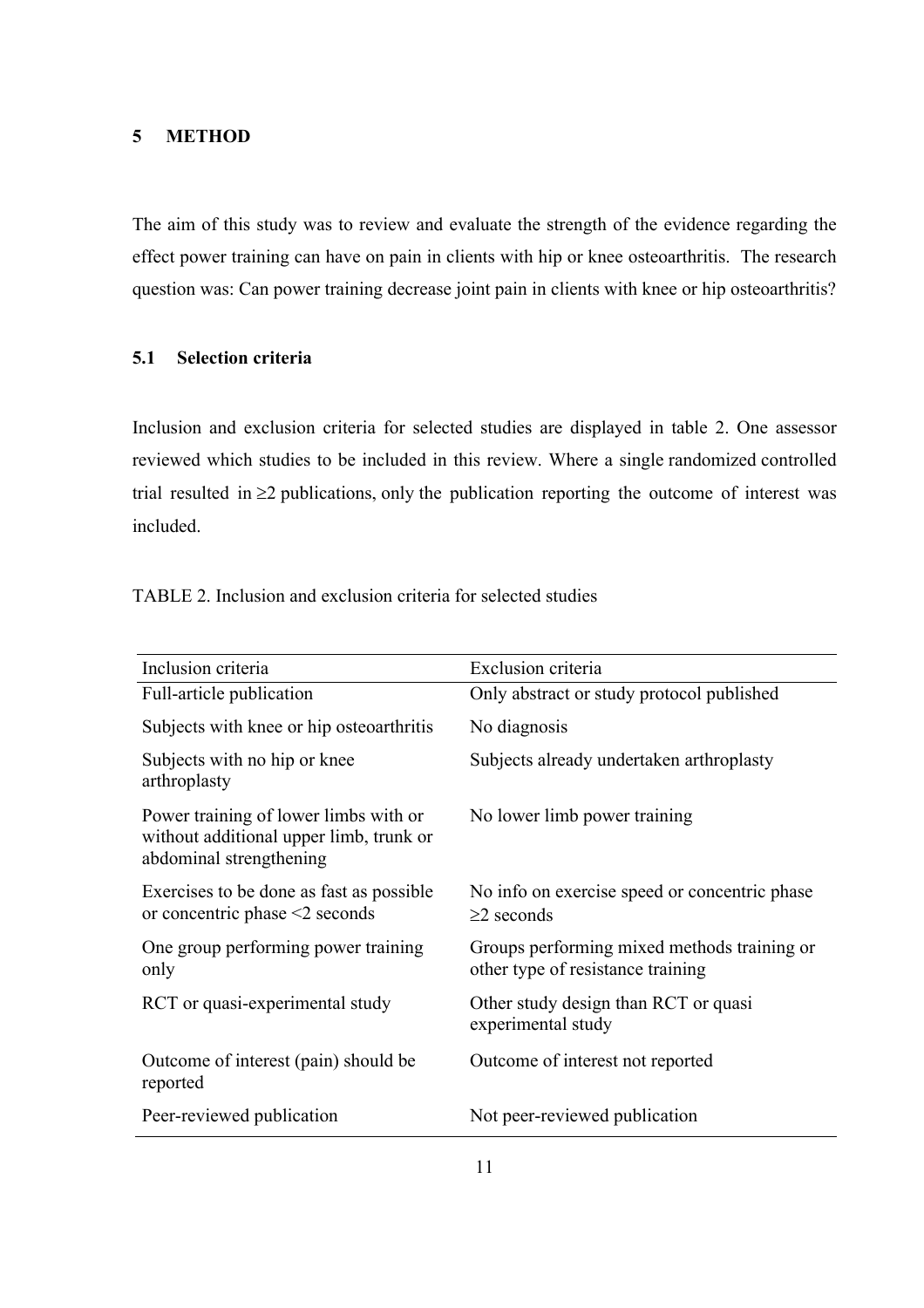## 5 METHOD

The aim of this study was to review and evaluate the strength of the evidence regarding the effect power training can have on pain in clients with hip or knee osteoarthritis. The research question was: Can power training decrease joint pain in clients with knee or hip osteoarthritis?

### 5.1 Selection criteria

Inclusion and exclusion criteria for selected studies are displayed in table 2. One assessor reviewed which studies to be included in this review. Where a single randomized controlled trial resulted in ≥2 publications, only the publication reporting the outcome of interest was included.

TABLE 2. Inclusion and exclusion criteria for selected studies

| Inclusion criteria | Exclusion criteria |
|---|---|
| Full-article publication | Only abstract or study protocol published |
| Subjects with knee or hip osteoarthritis | No diagnosis |
| Subjects with no hip or knee arthroplasty | Subjects already undertaken arthroplasty |
| Power training of lower limbs with or without additional upper limb, trunk or abdominal strengthening | No lower limb power training |
| Exercises to be done as fast as possible or concentric phase <2 seconds | No info on exercise speed or concentric phase ≥2 seconds |
| One group performing power training only | Groups performing mixed methods training or other type of resistance training |
| RCT or quasi-experimental study | Other study design than RCT or quasi experimental study |
| Outcome of interest (pain) should be reported | Outcome of interest not reported |
| Peer-reviewed publication | Not peer-reviewed publication |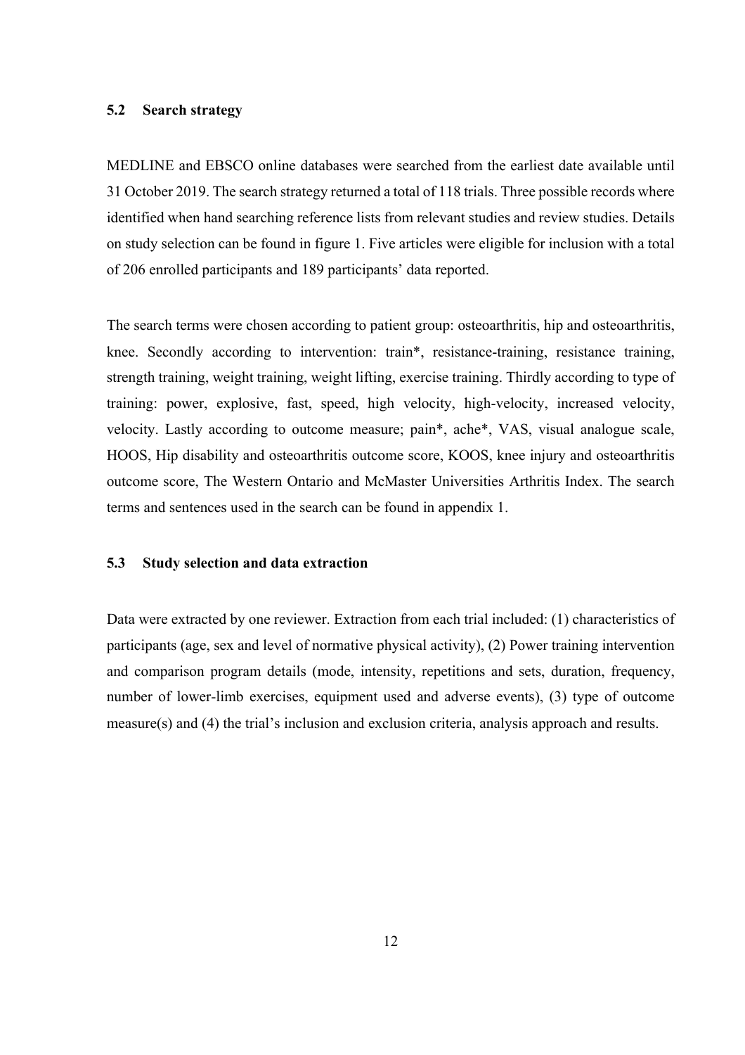### 5.2 Search strategy

MEDLINE and EBSCO online databases were searched from the earliest date available until 31 October 2019. The search strategy returned a total of 118 trials. Three possible records where identified when hand searching reference lists from relevant studies and review studies. Details on study selection can be found in figure 1. Five articles were eligible for inclusion with a total of 206 enrolled participants and 189 participants' data reported.

The search terms were chosen according to patient group: osteoarthritis, hip and osteoarthritis, knee. Secondly according to intervention: train*, resistance-training, resistance training, strength training, weight training, weight lifting, exercise training. Thirdly according to type of training: power, explosive, fast, speed, high velocity, high-velocity, increased velocity, velocity. Lastly according to outcome measure; pain*, ache*, VAS, visual analogue scale, HOOS, Hip disability and osteoarthritis outcome score, KOOS, knee injury and osteoarthritis outcome score, The Western Ontario and McMaster Universities Arthritis Index. The search terms and sentences used in the search can be found in appendix 1.

### 5.3 Study selection and data extraction

Data were extracted by one reviewer. Extraction from each trial included: (1) characteristics of participants (age, sex and level of normative physical activity), (2) Power training intervention and comparison program details (mode, intensity, repetitions and sets, duration, frequency, number of lower-limb exercises, equipment used and adverse events), (3) type of outcome measure(s) and (4) the trial's inclusion and exclusion criteria, analysis approach and results.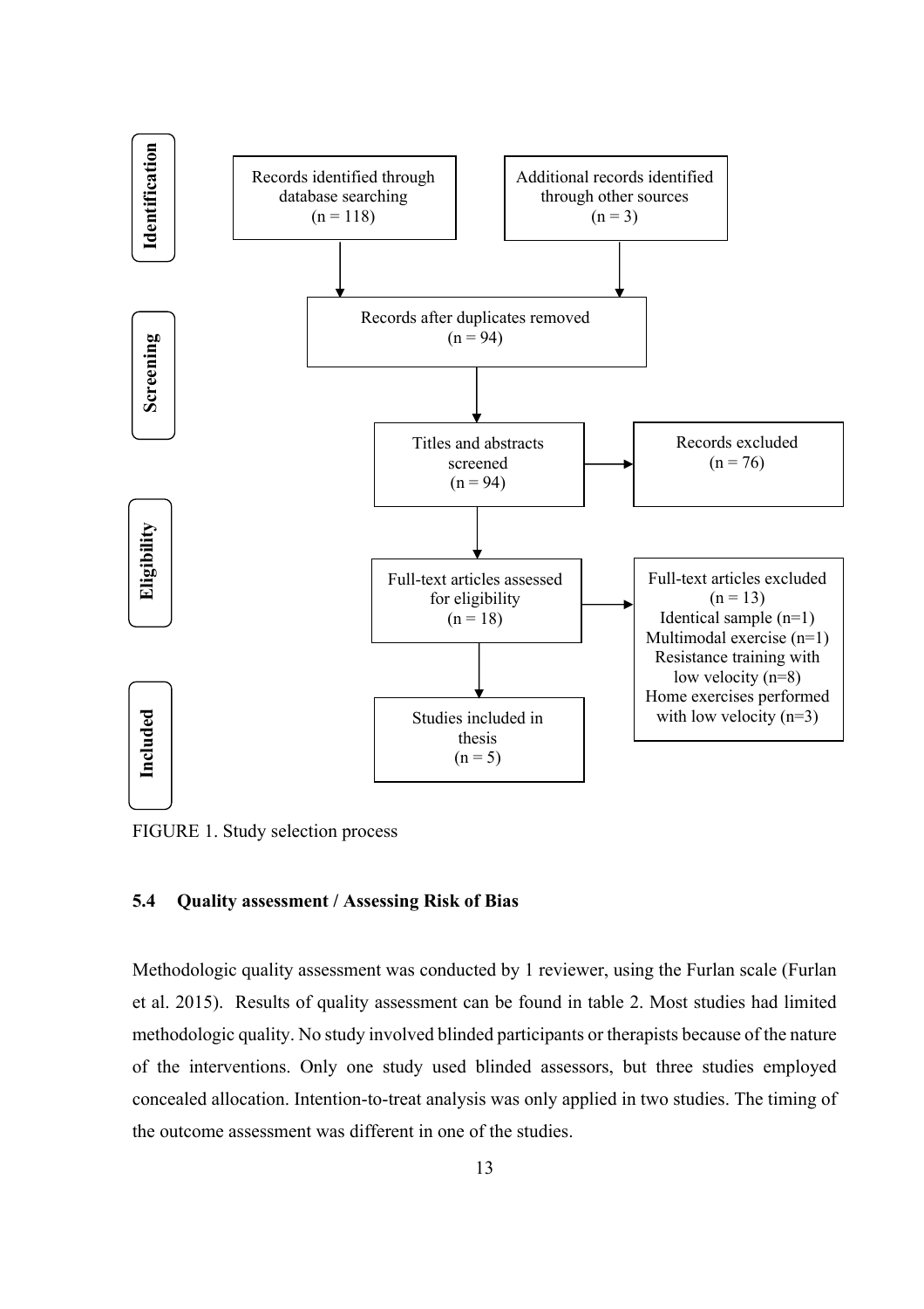**Identification**

Records identified through database searching (n = 118)

Additional records identified through other sources (n = 3)

**Screening**

Records after duplicates removed (n = 94)

Titles and abstracts screened (n = 94)

Records excluded (n = 76)

**Eligibility**

Full-text articles assessed for eligibility (n = 18)

Full-text articles excluded (n = 13)
Identical sample (n=1)
Multimodal exercise (n=1)
Resistance training with low velocity (n=8)
Home exercises performed with low velocity (n=3)

**Included**

Studies included in thesis (n = 5)

FIGURE 1. Study selection process

### 5.4 Quality assessment / Assessing Risk of Bias

Methodologic quality assessment was conducted by 1 reviewer, using the Furlan scale (Furlan et al. 2015). Results of quality assessment can be found in table 2. Most studies had limited methodologic quality. No study involved blinded participants or therapists because of the nature of the interventions. Only one study used blinded assessors, but three studies employed concealed allocation. Intention-to-treat analysis was only applied in two studies. The timing of the outcome assessment was different in one of the studies.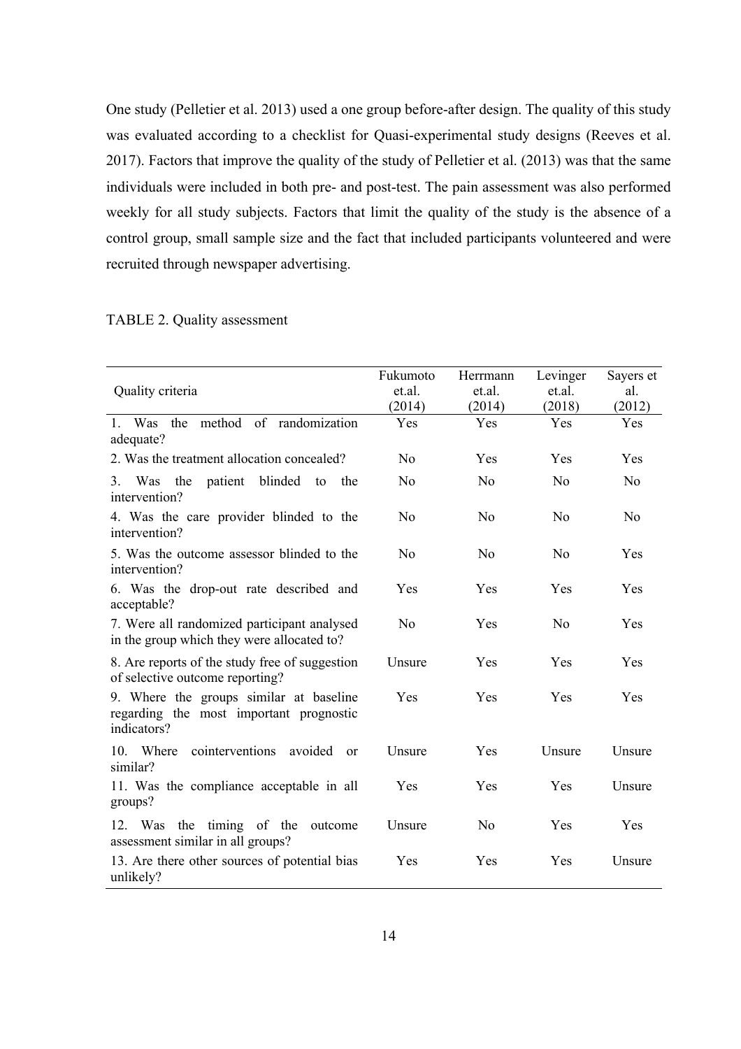One study (Pelletier et al. 2013) used a one group before-after design. The quality of this study was evaluated according to a checklist for Quasi-experimental study designs (Reeves et al. 2017). Factors that improve the quality of the study of Pelletier et al. (2013) was that the same individuals were included in both pre- and post-test. The pain assessment was also performed weekly for all study subjects. Factors that limit the quality of the study is the absence of a control group, small sample size and the fact that included participants volunteered and were recruited through newspaper advertising.

TABLE 2. Quality assessment

| Quality criteria | Fukumoto et.al. (2014) | Herrmann et.al. (2014) | Levinger et.al. (2018) | Sayers et al. (2012) |
|---|---|---|---|---|
| 1. Was the method of randomization adequate? | Yes | Yes | Yes | Yes |
| 2. Was the treatment allocation concealed? | No | Yes | Yes | Yes |
| 3. Was the patient blinded to the intervention? | No | No | No | No |
| 4. Was the care provider blinded to the intervention? | No | No | No | No |
| 5. Was the outcome assessor blinded to the intervention? | No | No | No | Yes |
| 6. Was the drop-out rate described and acceptable? | Yes | Yes | Yes | Yes |
| 7. Were all randomized participant analysed in the group which they were allocated to? | No | Yes | No | Yes |
| 8. Are reports of the study free of suggestion of selective outcome reporting? | Unsure | Yes | Yes | Yes |
| 9. Where the groups similar at baseline regarding the most important prognostic indicators? | Yes | Yes | Yes | Yes |
| 10. Where cointerventions avoided or similar? | Unsure | Yes | Unsure | Unsure |
| 11. Was the compliance acceptable in all groups? | Yes | Yes | Yes | Unsure |
| 12. Was the timing of the outcome assessment similar in all groups? | Unsure | No | Yes | Yes |
| 13. Are there other sources of potential bias unlikely? | Yes | Yes | Yes | Unsure |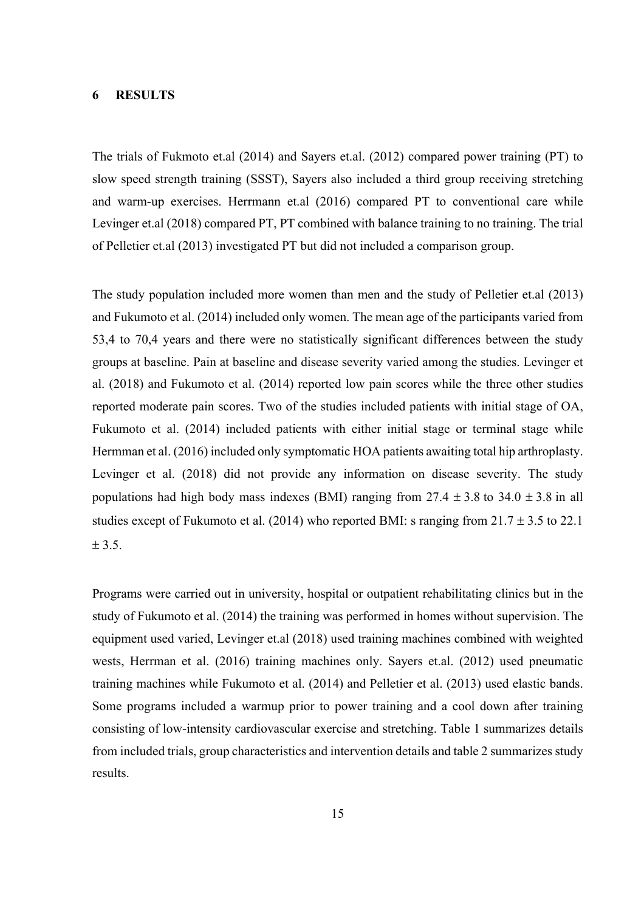# 6 RESULTS

The trials of Fukmoto et.al (2014) and Sayers et.al. (2012) compared power training (PT) to slow speed strength training (SSST), Sayers also included a third group receiving stretching and warm-up exercises. Herrmann et.al (2016) compared PT to conventional care while Levinger et.al (2018) compared PT, PT combined with balance training to no training. The trial of Pelletier et.al (2013) investigated PT but did not included a comparison group.

The study population included more women than men and the study of Pelletier et.al (2013) and Fukumoto et al. (2014) included only women. The mean age of the participants varied from 53,4 to 70,4 years and there were no statistically significant differences between the study groups at baseline. Pain at baseline and disease severity varied among the studies. Levinger et al. (2018) and Fukumoto et al. (2014) reported low pain scores while the three other studies reported moderate pain scores. Two of the studies included patients with initial stage of OA, Fukumoto et al. (2014) included patients with either initial stage or terminal stage while Hermman et al. (2016) included only symptomatic HOA patients awaiting total hip arthroplasty. Levinger et al. (2018) did not provide any information on disease severity. The study populations had high body mass indexes (BMI) ranging from 27.4 ± 3.8 to 34.0 ± 3.8 in all studies except of Fukumoto et al. (2014) who reported BMI: s ranging from 21.7 ± 3.5 to 22.1 ± 3.5.

Programs were carried out in university, hospital or outpatient rehabilitating clinics but in the study of Fukumoto et al. (2014) the training was performed in homes without supervision. The equipment used varied, Levinger et.al (2018) used training machines combined with weighted wests, Herrman et al. (2016) training machines only. Sayers et.al. (2012) used pneumatic training machines while Fukumoto et al. (2014) and Pelletier et al. (2013) used elastic bands. Some programs included a warmup prior to power training and a cool down after training consisting of low-intensity cardiovascular exercise and stretching. Table 1 summarizes details from included trials, group characteristics and intervention details and table 2 summarizes study results.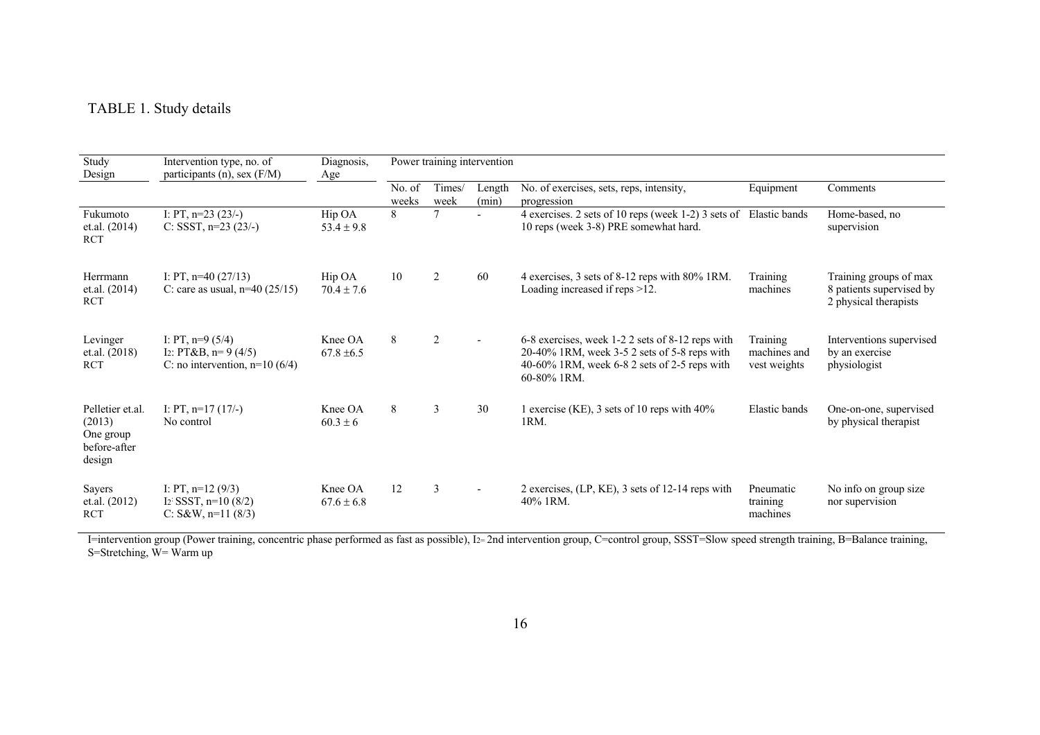TABLE 1. Study details

| Study Design | Intervention type, no. of participants (n), sex (F/M) | Diagnosis, Age | Power training intervention | | | | | |
|---|---|---|---|---|---|---|---|---|
| | | | No. of weeks | Times/ week | Length (min) | No. of exercises, sets, reps, intensity, progression | Equipment | Comments |
| Fukumoto et.al. (2014) RCT | I: PT, n=23 (23/-) C: SSST, n=23 (23/-) | Hip OA $53.4 \pm 9.8$ | 8 | 7 | - | 4 exercises. 2 sets of 10 reps (week 1-2) 3 sets of 10 reps (week 3-8) PRE somewhat hard. | Elastic bands | Home-based, no supervision |
| Herrmann et.al. (2014) RCT | I: PT, n=40 (27/13) C: care as usual, n=40 (25/15) | Hip OA $70.4 \pm 7.6$ | 10 | 2 | 60 | 4 exercises, 3 sets of 8-12 reps with 80% 1RM. Loading increased if reps >12. | Training machines | Training groups of max 8 patients supervised by 2 physical therapists |
| Levinger et.al. (2018) RCT | I: PT, n=9 (5/4) $I_2$: PT&B, n= 9 (4/5) C: no intervention, n=10 (6/4) | Knee OA $67.8 \pm 6.5$ | 8 | 2 | - | 6-8 exercises, week 1-2 2 sets of 8-12 reps with 20-40% 1RM, week 3-5 2 sets of 5-8 reps with 40-60% 1RM, week 6-8 2 sets of 2-5 reps with 60-80% 1RM. | Training machines and vest weights | Interventions supervised by an exercise physiologist |
| Pelletier et.al. (2013) One group before-after design | I: PT, n=17 (17/-) No control | Knee OA $60.3 \pm 6$ | 8 | 3 | 30 | 1 exercise (KE), 3 sets of 10 reps with 40% 1RM. | Elastic bands | One-on-one, supervised by physical therapist |
| Sayers et.al. (2012) RCT | I: PT, n=12 (9/3) $I_2$: SSST, n=10 (8/2) C: S&W, n=11 (8/3) | Knee OA $67.6 \pm 6.8$ | 12 | 3 | - | 2 exercises, (LP, KE), 3 sets of 12-14 reps with 40% 1RM. | Pneumatic training machines | No info on group size nor supervision |

I=intervention group (Power training, concentric phase performed as fast as possible), $I_2$= 2nd intervention group, C=control group, SSST=Slow speed strength training, B=Balance training, S=Stretching, W= Warm up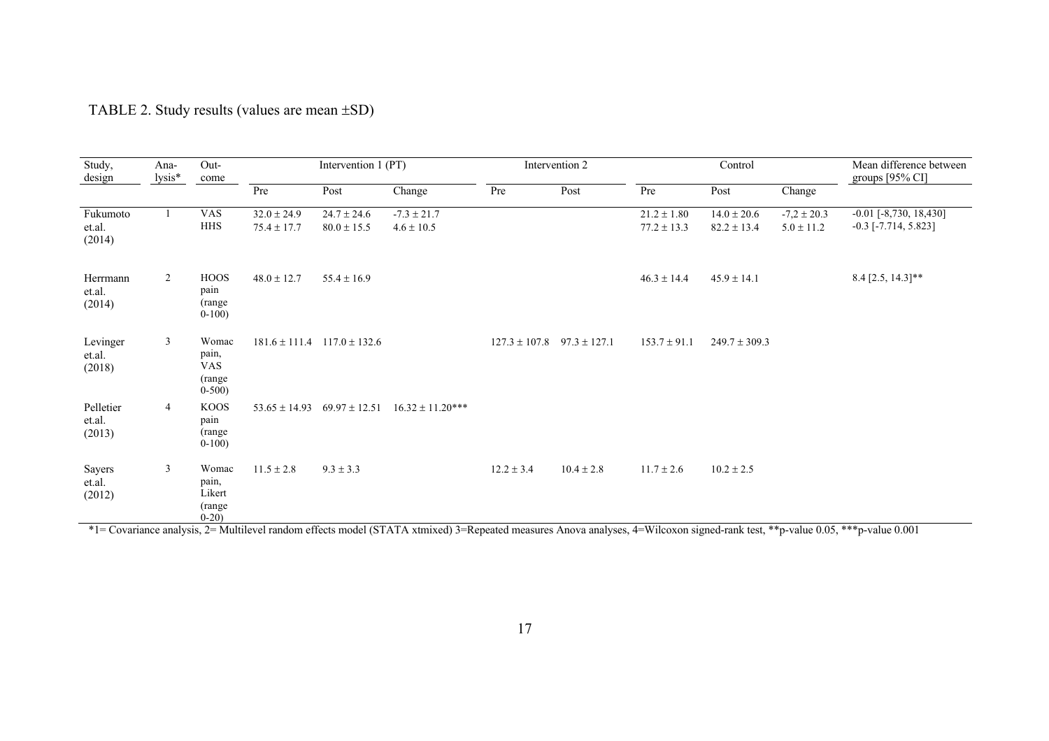TABLE 2. Study results (values are mean ±SD)

| Study, design | Ana-lysis* | Out-come | Intervention 1 (PT) | | | Intervention 2 | | Control | | | Mean difference between groups [95% CI] |
|---|---|---|---|---|---|---|---|---|---|---|---|
| | | | Pre | Post | Change | Pre | Post | Pre | Post | Change | |
| Fukumoto et.al. (2014) | 1 | VAS<br>HHS | 32.0 ± 24.9<br>75.4 ± 17.7 | 24.7 ± 24.6<br>80.0 ± 15.5 | -7.3 ± 21.7<br>4.6 ± 10.5 | | | 21.2 ± 1.80<br>77.2 ± 13.3 | 14.0 ± 20.6<br>82.2 ± 13.4 | -7,2 ± 20.3<br>5.0 ± 11.2 | -0.01 [-8,730, 18,430]<br>-0.3 [-7.714, 5.823] |
| Herrmann et.al. (2014) | 2 | HOOS pain (range 0-100) | 48.0 ± 12.7 | 55.4 ± 16.9 | | | | 46.3 ± 14.4 | 45.9 ± 14.1 | | 8.4 [2.5, 14.3]** |
| Levinger et.al. (2018) | 3 | Womac pain, VAS (range 0-500) | 181.6 ± 111.4 | 117.0 ± 132.6 | | 127.3 ± 107.8 | 97.3 ± 127.1 | 153.7 ± 91.1 | 249.7 ± 309.3 | | |
| Pelletier et.al. (2013) | 4 | KOOS pain (range 0-100) | 53.65 ± 14.93 | 69.97 ± 12.51 | 16.32 ± 11.20*** | | | | | | |
| Sayers et.al. (2012) | 3 | Womac pain, Likert (range 0-20) | 11.5 ± 2.8 | 9.3 ± 3.3 | | 12.2 ± 3.4 | 10.4 ± 2.8 | 11.7 ± 2.6 | 10.2 ± 2.5 | | |

*1= Covariance analysis, 2= Multilevel random effects model (STATA xtmixed) 3=Repeated measures Anova analyses, 4=Wilcoxon signed-rank test, **p-value 0.05, ***p-value 0.001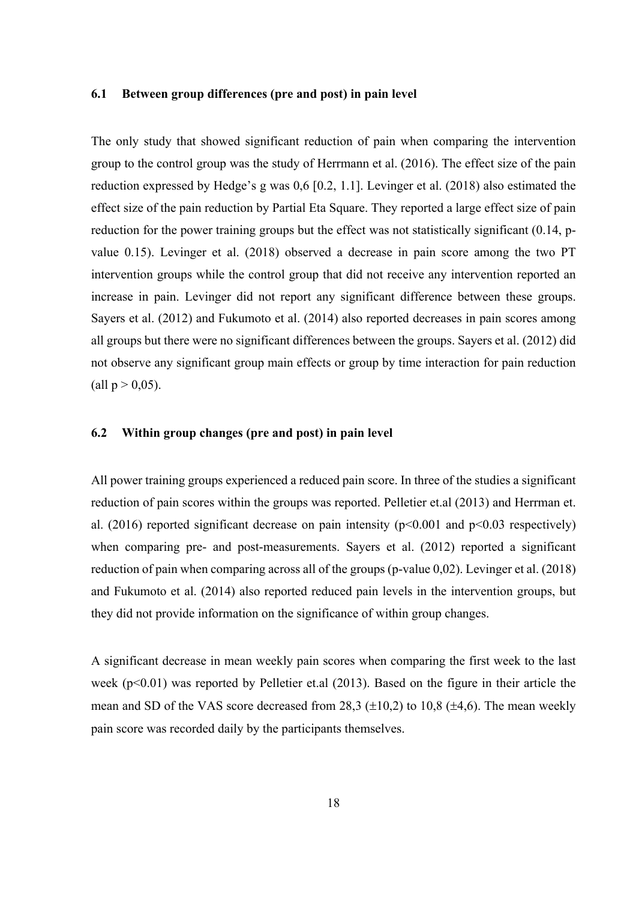## 6.1 Between group differences (pre and post) in pain level

The only study that showed significant reduction of pain when comparing the intervention group to the control group was the study of Herrmann et al. (2016). The effect size of the pain reduction expressed by Hedge's g was 0,6 [0.2, 1.1]. Levinger et al. (2018) also estimated the effect size of the pain reduction by Partial Eta Square. They reported a large effect size of pain reduction for the power training groups but the effect was not statistically significant (0.14, p-value 0.15). Levinger et al. (2018) observed a decrease in pain score among the two PT intervention groups while the control group that did not receive any intervention reported an increase in pain. Levinger did not report any significant difference between these groups. Sayers et al. (2012) and Fukumoto et al. (2014) also reported decreases in pain scores among all groups but there were no significant differences between the groups. Sayers et al. (2012) did not observe any significant group main effects or group by time interaction for pain reduction (all $p > 0,05$).

## 6.2 Within group changes (pre and post) in pain level

All power training groups experienced a reduced pain score. In three of the studies a significant reduction of pain scores within the groups was reported. Pelletier et.al (2013) and Herrman et. al. (2016) reported significant decrease on pain intensity ($p<0.001$ and $p<0.03$ respectively) when comparing pre- and post-measurements. Sayers et al. (2012) reported a significant reduction of pain when comparing across all of the groups (p-value 0,02). Levinger et al. (2018) and Fukumoto et al. (2014) also reported reduced pain levels in the intervention groups, but they did not provide information on the significance of within group changes.

A significant decrease in mean weekly pain scores when comparing the first week to the last week ($p<0.01$) was reported by Pelletier et.al (2013). Based on the figure in their article the mean and SD of the VAS score decreased from 28,3 ($\pm$10,2) to 10,8 ($\pm$4,6). The mean weekly pain score was recorded daily by the participants themselves.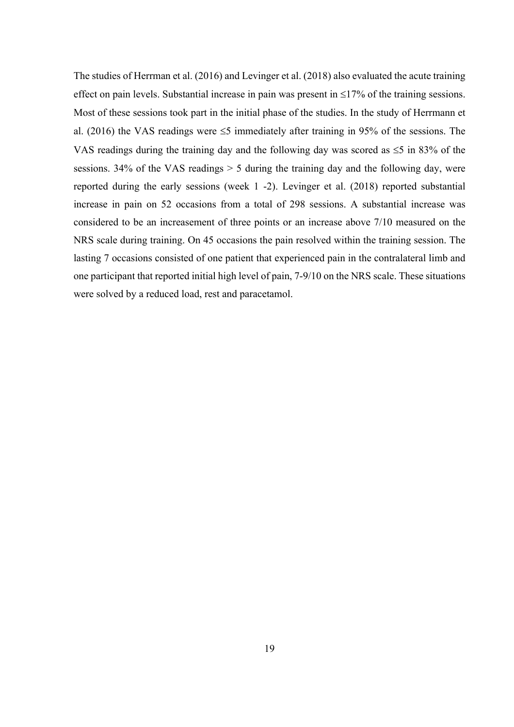The studies of Herrman et al. (2016) and Levinger et al. (2018) also evaluated the acute training effect on pain levels. Substantial increase in pain was present in ≤17% of the training sessions. Most of these sessions took part in the initial phase of the studies. In the study of Herrmann et al. (2016) the VAS readings were ≤5 immediately after training in 95% of the sessions. The VAS readings during the training day and the following day was scored as ≤5 in 83% of the sessions. 34% of the VAS readings > 5 during the training day and the following day, were reported during the early sessions (week 1 -2). Levinger et al. (2018) reported substantial increase in pain on 52 occasions from a total of 298 sessions. A substantial increase was considered to be an increasement of three points or an increase above 7/10 measured on the NRS scale during training. On 45 occasions the pain resolved within the training session. The lasting 7 occasions consisted of one patient that experienced pain in the contralateral limb and one participant that reported initial high level of pain, 7-9/10 on the NRS scale. These situations were solved by a reduced load, rest and paracetamol.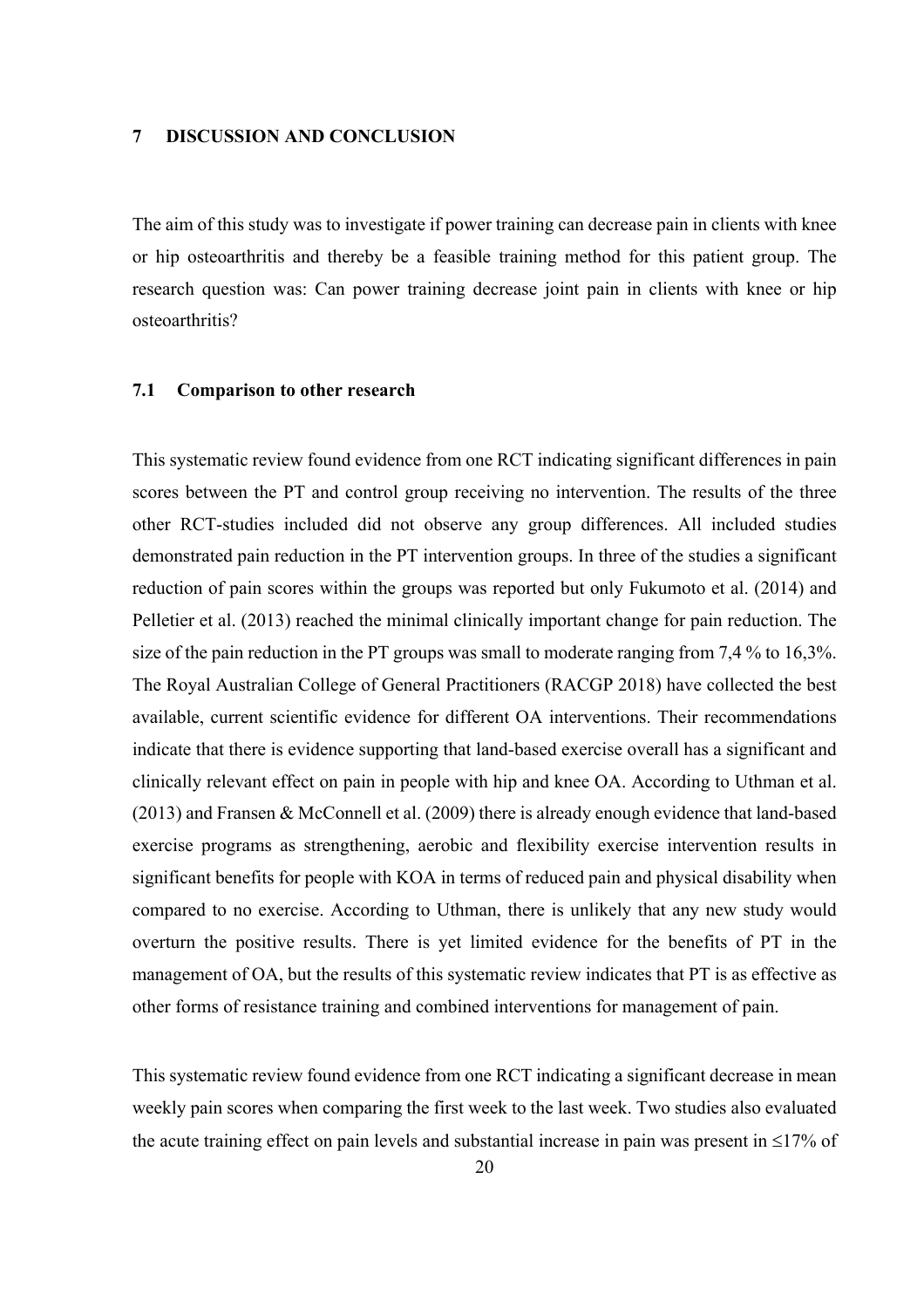# 7 DISCUSSION AND CONCLUSION

The aim of this study was to investigate if power training can decrease pain in clients with knee or hip osteoarthritis and thereby be a feasible training method for this patient group. The research question was: Can power training decrease joint pain in clients with knee or hip osteoarthritis?

## 7.1 Comparison to other research

This systematic review found evidence from one RCT indicating significant differences in pain scores between the PT and control group receiving no intervention. The results of the three other RCT-studies included did not observe any group differences. All included studies demonstrated pain reduction in the PT intervention groups. In three of the studies a significant reduction of pain scores within the groups was reported but only Fukumoto et al. (2014) and Pelletier et al. (2013) reached the minimal clinically important change for pain reduction. The size of the pain reduction in the PT groups was small to moderate ranging from 7,4 % to 16,3%. The Royal Australian College of General Practitioners (RACGP 2018) have collected the best available, current scientific evidence for different OA interventions. Their recommendations indicate that there is evidence supporting that land-based exercise overall has a significant and clinically relevant effect on pain in people with hip and knee OA. According to Uthman et al. (2013) and Fransen & McConnell et al. (2009) there is already enough evidence that land-based exercise programs as strengthening, aerobic and flexibility exercise intervention results in significant benefits for people with KOA in terms of reduced pain and physical disability when compared to no exercise. According to Uthman, there is unlikely that any new study would overturn the positive results. There is yet limited evidence for the benefits of PT in the management of OA, but the results of this systematic review indicates that PT is as effective as other forms of resistance training and combined interventions for management of pain.

This systematic review found evidence from one RCT indicating a significant decrease in mean weekly pain scores when comparing the first week to the last week. Two studies also evaluated the acute training effect on pain levels and substantial increase in pain was present in ≤17% of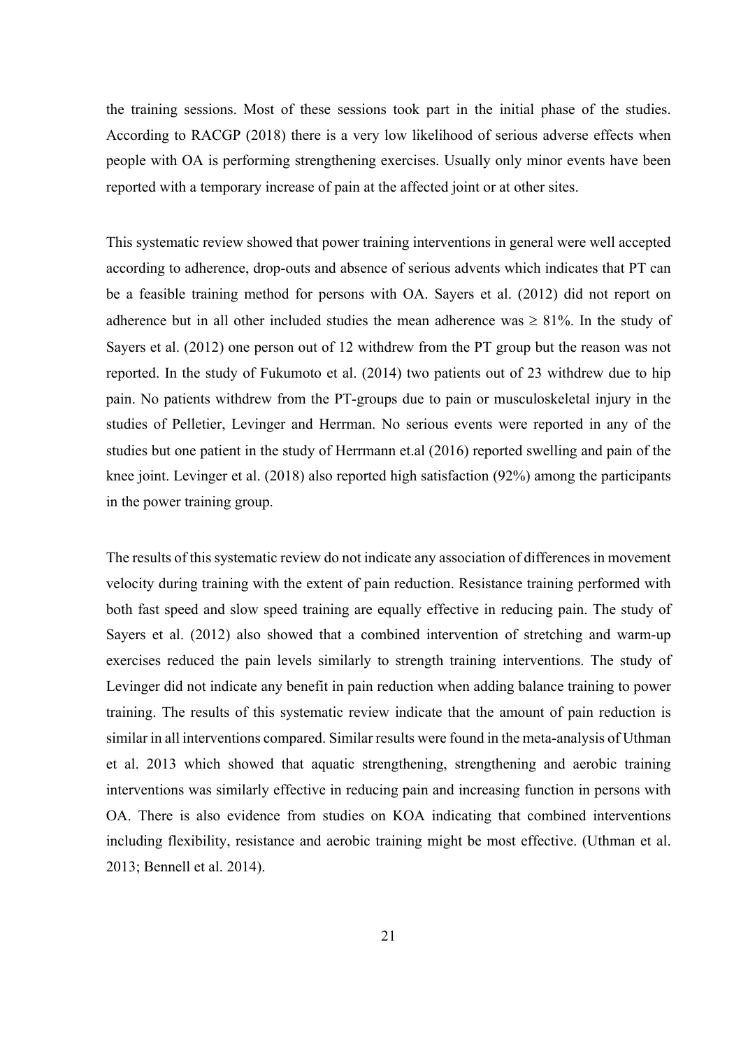the training sessions. Most of these sessions took part in the initial phase of the studies. According to RACGP (2018) there is a very low likelihood of serious adverse effects when people with OA is performing strengthening exercises. Usually only minor events have been reported with a temporary increase of pain at the affected joint or at other sites.

This systematic review showed that power training interventions in general were well accepted according to adherence, drop-outs and absence of serious advents which indicates that PT can be a feasible training method for persons with OA. Sayers et al. (2012) did not report on adherence but in all other included studies the mean adherence was ≥ 81%. In the study of Sayers et al. (2012) one person out of 12 withdrew from the PT group but the reason was not reported. In the study of Fukumoto et al. (2014) two patients out of 23 withdrew due to hip pain. No patients withdrew from the PT-groups due to pain or musculoskeletal injury in the studies of Pelletier, Levinger and Herrman. No serious events were reported in any of the studies but one patient in the study of Herrmann et.al (2016) reported swelling and pain of the knee joint. Levinger et al. (2018) also reported high satisfaction (92%) among the participants in the power training group.

The results of this systematic review do not indicate any association of differences in movement velocity during training with the extent of pain reduction. Resistance training performed with both fast speed and slow speed training are equally effective in reducing pain. The study of Sayers et al. (2012) also showed that a combined intervention of stretching and warm-up exercises reduced the pain levels similarly to strength training interventions. The study of Levinger did not indicate any benefit in pain reduction when adding balance training to power training. The results of this systematic review indicate that the amount of pain reduction is similar in all interventions compared. Similar results were found in the meta-analysis of Uthman et al. 2013 which showed that aquatic strengthening, strengthening and aerobic training interventions was similarly effective in reducing pain and increasing function in persons with OA. There is also evidence from studies on KOA indicating that combined interventions including flexibility, resistance and aerobic training might be most effective. (Uthman et al. 2013; Bennell et al. 2014).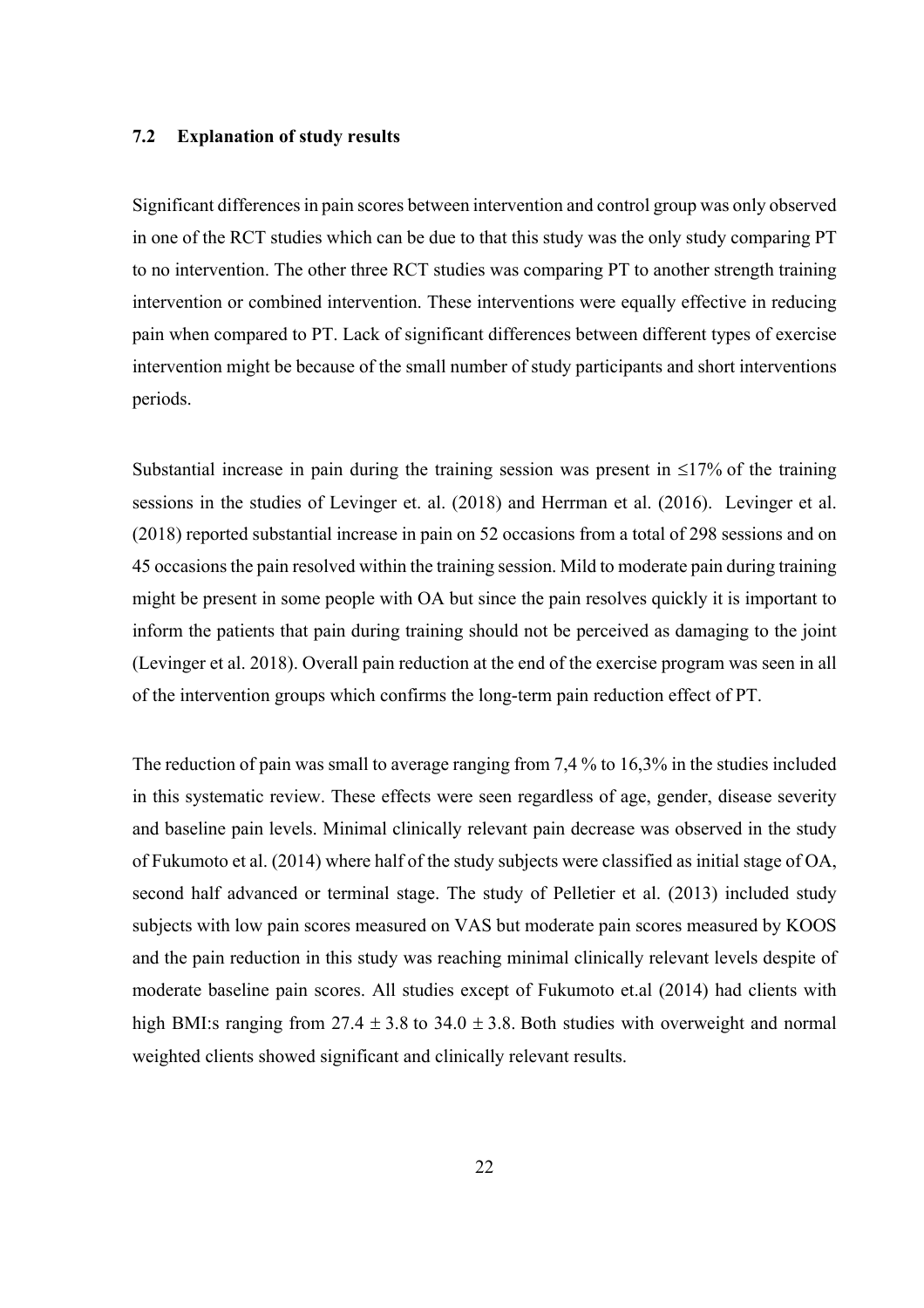### 7.2 Explanation of study results

Significant differences in pain scores between intervention and control group was only observed in one of the RCT studies which can be due to that this study was the only study comparing PT to no intervention. The other three RCT studies was comparing PT to another strength training intervention or combined intervention. These interventions were equally effective in reducing pain when compared to PT. Lack of significant differences between different types of exercise intervention might be because of the small number of study participants and short interventions periods.

Substantial increase in pain during the training session was present in $\leq$17% of the training sessions in the studies of Levinger et. al. (2018) and Herrman et al. (2016). Levinger et al. (2018) reported substantial increase in pain on 52 occasions from a total of 298 sessions and on 45 occasions the pain resolved within the training session. Mild to moderate pain during training might be present in some people with OA but since the pain resolves quickly it is important to inform the patients that pain during training should not be perceived as damaging to the joint (Levinger et al. 2018). Overall pain reduction at the end of the exercise program was seen in all of the intervention groups which confirms the long-term pain reduction effect of PT.

The reduction of pain was small to average ranging from 7,4 % to 16,3% in the studies included in this systematic review. These effects were seen regardless of age, gender, disease severity and baseline pain levels. Minimal clinically relevant pain decrease was observed in the study of Fukumoto et al. (2014) where half of the study subjects were classified as initial stage of OA, second half advanced or terminal stage. The study of Pelletier et al. (2013) included study subjects with low pain scores measured on VAS but moderate pain scores measured by KOOS and the pain reduction in this study was reaching minimal clinically relevant levels despite of moderate baseline pain scores. All studies except of Fukumoto et.al (2014) had clients with high BMI:s ranging from 27.4 $\pm$ 3.8 to 34.0 $\pm$ 3.8. Both studies with overweight and normal weighted clients showed significant and clinically relevant results.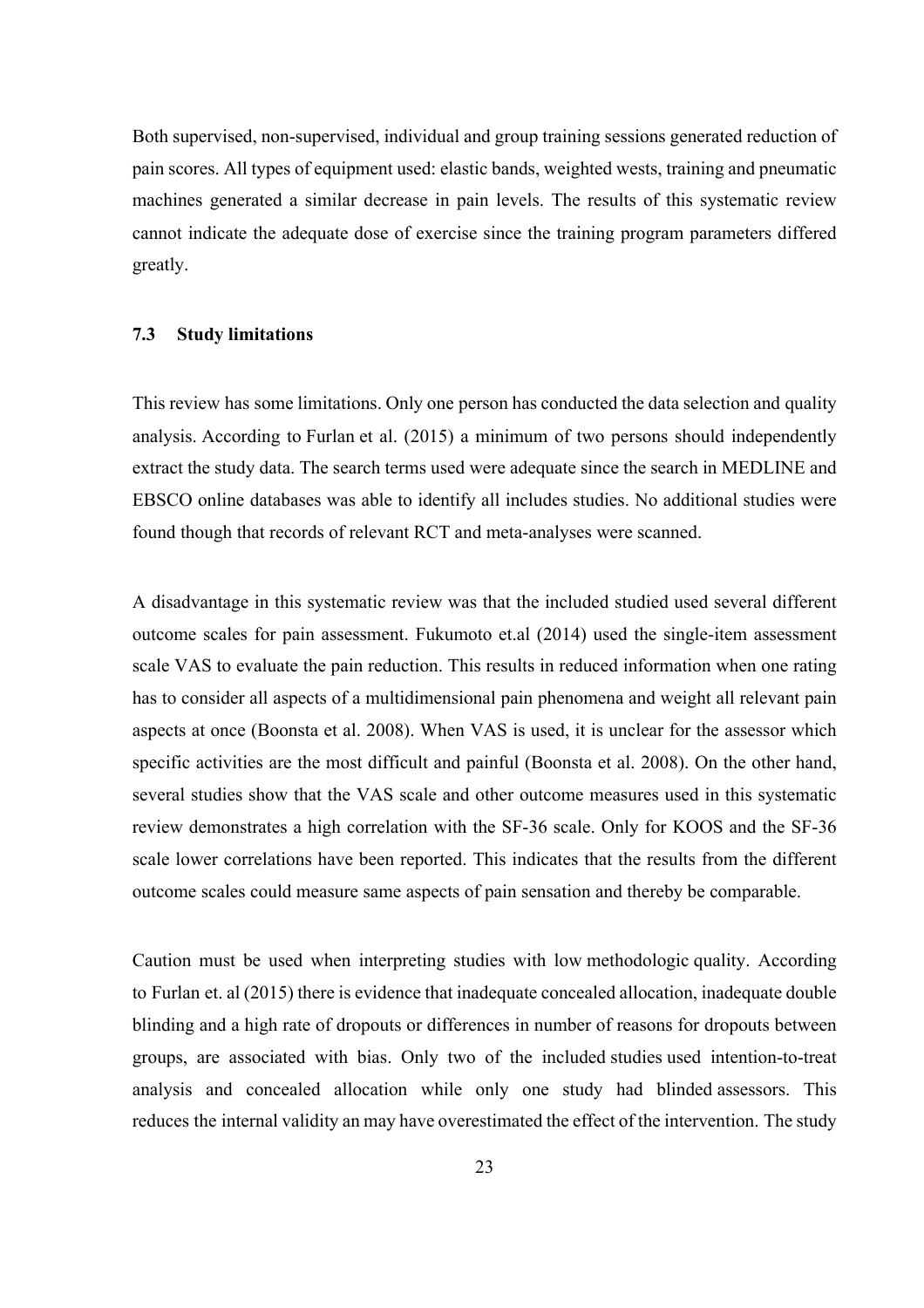Both supervised, non-supervised, individual and group training sessions generated reduction of pain scores. All types of equipment used: elastic bands, weighted wests, training and pneumatic machines generated a similar decrease in pain levels. The results of this systematic review cannot indicate the adequate dose of exercise since the training program parameters differed greatly.

### 7.3 Study limitations

This review has some limitations. Only one person has conducted the data selection and quality analysis. According to Furlan et al. (2015) a minimum of two persons should independently extract the study data. The search terms used were adequate since the search in MEDLINE and EBSCO online databases was able to identify all includes studies. No additional studies were found though that records of relevant RCT and meta-analyses were scanned.

A disadvantage in this systematic review was that the included studied used several different outcome scales for pain assessment. Fukumoto et.al (2014) used the single-item assessment scale VAS to evaluate the pain reduction. This results in reduced information when one rating has to consider all aspects of a multidimensional pain phenomena and weight all relevant pain aspects at once (Boonsta et al. 2008). When VAS is used, it is unclear for the assessor which specific activities are the most difficult and painful (Boonsta et al. 2008). On the other hand, several studies show that the VAS scale and other outcome measures used in this systematic review demonstrates a high correlation with the SF-36 scale. Only for KOOS and the SF-36 scale lower correlations have been reported. This indicates that the results from the different outcome scales could measure same aspects of pain sensation and thereby be comparable.

Caution must be used when interpreting studies with low methodologic quality. According to Furlan et. al (2015) there is evidence that inadequate concealed allocation, inadequate double blinding and a high rate of dropouts or differences in number of reasons for dropouts between groups, are associated with bias. Only two of the included studies used intention-to-treat analysis and concealed allocation while only one study had blinded assessors. This reduces the internal validity an may have overestimated the effect of the intervention. The study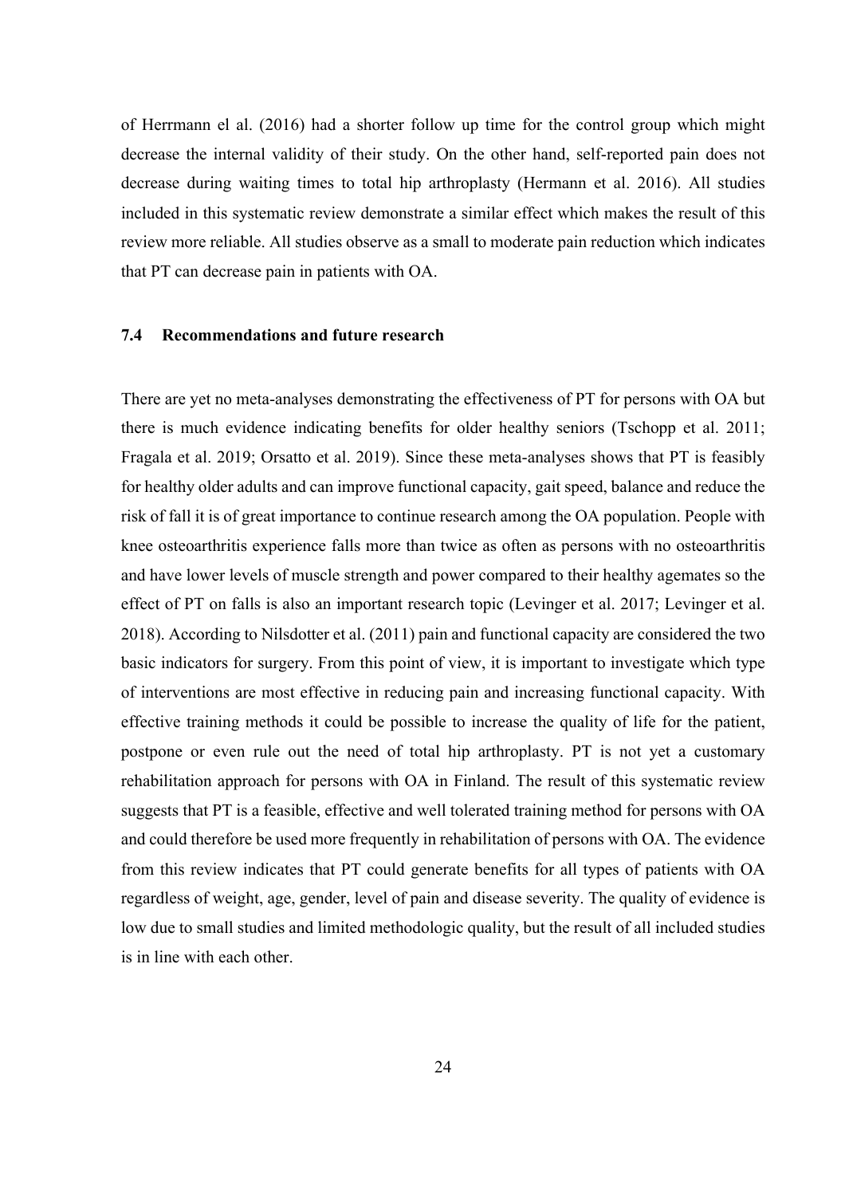of Herrmann el al. (2016) had a shorter follow up time for the control group which might decrease the internal validity of their study. On the other hand, self-reported pain does not decrease during waiting times to total hip arthroplasty (Hermann et al. 2016). All studies included in this systematic review demonstrate a similar effect which makes the result of this review more reliable. All studies observe as a small to moderate pain reduction which indicates that PT can decrease pain in patients with OA.

### 7.4 Recommendations and future research

There are yet no meta-analyses demonstrating the effectiveness of PT for persons with OA but there is much evidence indicating benefits for older healthy seniors (Tschopp et al. 2011; Fragala et al. 2019; Orsatto et al. 2019). Since these meta-analyses shows that PT is feasibly for healthy older adults and can improve functional capacity, gait speed, balance and reduce the risk of fall it is of great importance to continue research among the OA population. People with knee osteoarthritis experience falls more than twice as often as persons with no osteoarthritis and have lower levels of muscle strength and power compared to their healthy agemates so the effect of PT on falls is also an important research topic (Levinger et al. 2017; Levinger et al. 2018). According to Nilsdotter et al. (2011) pain and functional capacity are considered the two basic indicators for surgery. From this point of view, it is important to investigate which type of interventions are most effective in reducing pain and increasing functional capacity. With effective training methods it could be possible to increase the quality of life for the patient, postpone or even rule out the need of total hip arthroplasty. PT is not yet a customary rehabilitation approach for persons with OA in Finland. The result of this systematic review suggests that PT is a feasible, effective and well tolerated training method for persons with OA and could therefore be used more frequently in rehabilitation of persons with OA. The evidence from this review indicates that PT could generate benefits for all types of patients with OA regardless of weight, age, gender, level of pain and disease severity. The quality of evidence is low due to small studies and limited methodologic quality, but the result of all included studies is in line with each other.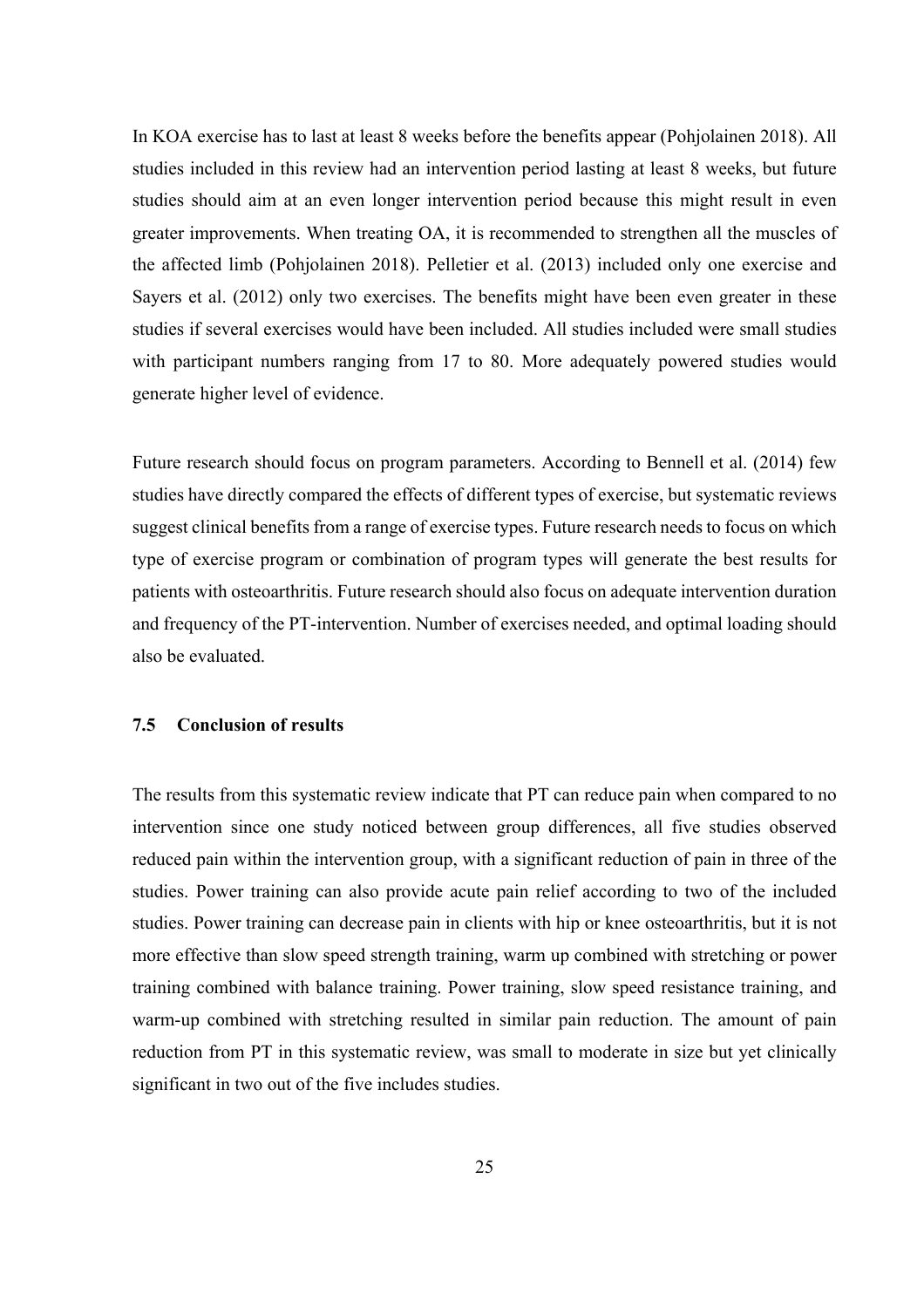In KOA exercise has to last at least 8 weeks before the benefits appear (Pohjolainen 2018). All studies included in this review had an intervention period lasting at least 8 weeks, but future studies should aim at an even longer intervention period because this might result in even greater improvements. When treating OA, it is recommended to strengthen all the muscles of the affected limb (Pohjolainen 2018). Pelletier et al. (2013) included only one exercise and Sayers et al. (2012) only two exercises. The benefits might have been even greater in these studies if several exercises would have been included. All studies included were small studies with participant numbers ranging from 17 to 80. More adequately powered studies would generate higher level of evidence.

Future research should focus on program parameters. According to Bennell et al. (2014) few studies have directly compared the effects of different types of exercise, but systematic reviews suggest clinical benefits from a range of exercise types. Future research needs to focus on which type of exercise program or combination of program types will generate the best results for patients with osteoarthritis. Future research should also focus on adequate intervention duration and frequency of the PT-intervention. Number of exercises needed, and optimal loading should also be evaluated.

### 7.5 Conclusion of results

The results from this systematic review indicate that PT can reduce pain when compared to no intervention since one study noticed between group differences, all five studies observed reduced pain within the intervention group, with a significant reduction of pain in three of the studies. Power training can also provide acute pain relief according to two of the included studies. Power training can decrease pain in clients with hip or knee osteoarthritis, but it is not more effective than slow speed strength training, warm up combined with stretching or power training combined with balance training. Power training, slow speed resistance training, and warm-up combined with stretching resulted in similar pain reduction. The amount of pain reduction from PT in this systematic review, was small to moderate in size but yet clinically significant in two out of the five includes studies.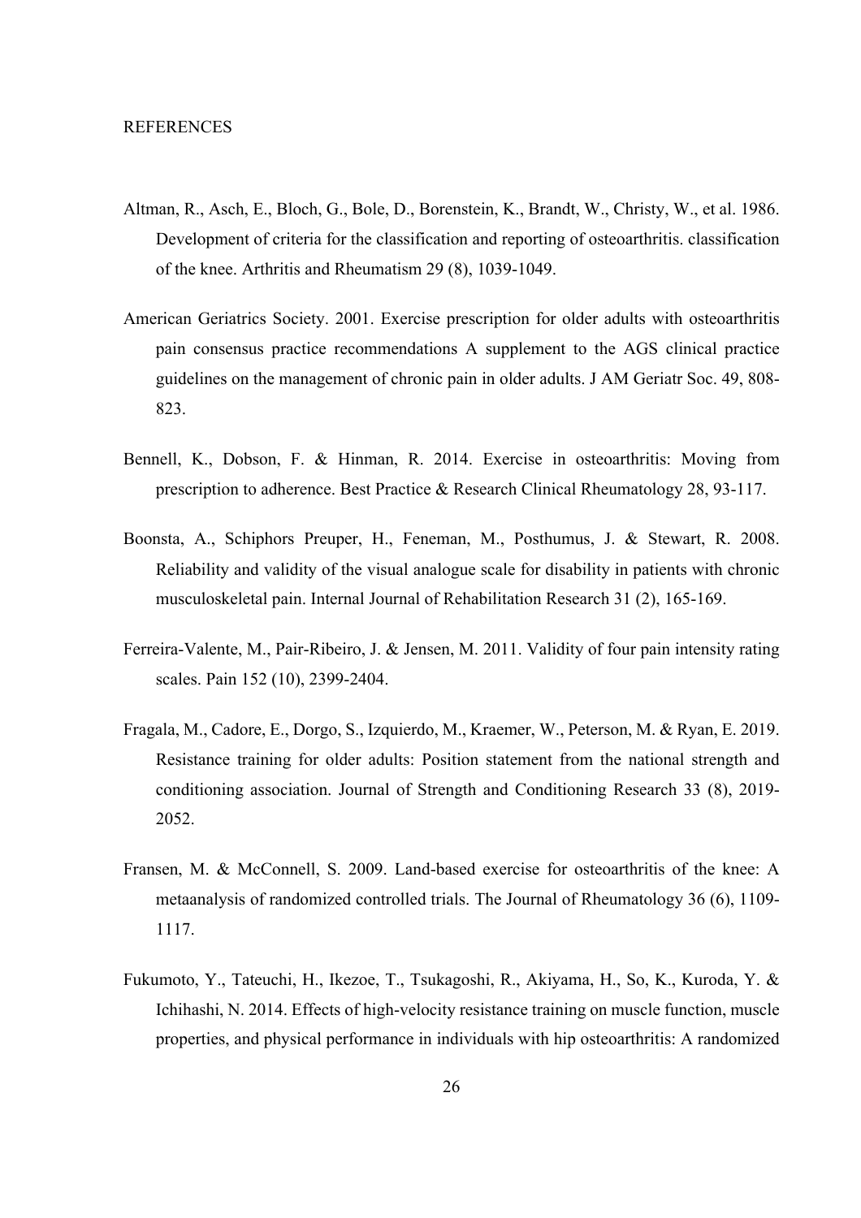REFERENCES

Altman, R., Asch, E., Bloch, G., Bole, D., Borenstein, K., Brandt, W., Christy, W., et al. 1986. Development of criteria for the classification and reporting of osteoarthritis. classification of the knee. Arthritis and Rheumatism 29 (8), 1039-1049.

American Geriatrics Society. 2001. Exercise prescription for older adults with osteoarthritis pain consensus practice recommendations A supplement to the AGS clinical practice guidelines on the management of chronic pain in older adults. J AM Geriatr Soc. 49, 808-823.

Bennell, K., Dobson, F. & Hinman, R. 2014. Exercise in osteoarthritis: Moving from prescription to adherence. Best Practice & Research Clinical Rheumatology 28, 93-117.

Boonsta, A., Schiphors Preuper, H., Feneman, M., Posthumus, J. & Stewart, R. 2008. Reliability and validity of the visual analogue scale for disability in patients with chronic musculoskeletal pain. Internal Journal of Rehabilitation Research 31 (2), 165-169.

Ferreira-Valente, M., Pair-Ribeiro, J. & Jensen, M. 2011. Validity of four pain intensity rating scales. Pain 152 (10), 2399-2404.

Fragala, M., Cadore, E., Dorgo, S., Izquierdo, M., Kraemer, W., Peterson, M. & Ryan, E. 2019. Resistance training for older adults: Position statement from the national strength and conditioning association. Journal of Strength and Conditioning Research 33 (8), 2019-2052.

Fransen, M. & McConnell, S. 2009. Land-based exercise for osteoarthritis of the knee: A metaanalysis of randomized controlled trials. The Journal of Rheumatology 36 (6), 1109-1117.

Fukumoto, Y., Tateuchi, H., Ikezoe, T., Tsukagoshi, R., Akiyama, H., So, K., Kuroda, Y. & Ichihashi, N. 2014. Effects of high-velocity resistance training on muscle function, muscle properties, and physical performance in individuals with hip osteoarthritis: A randomized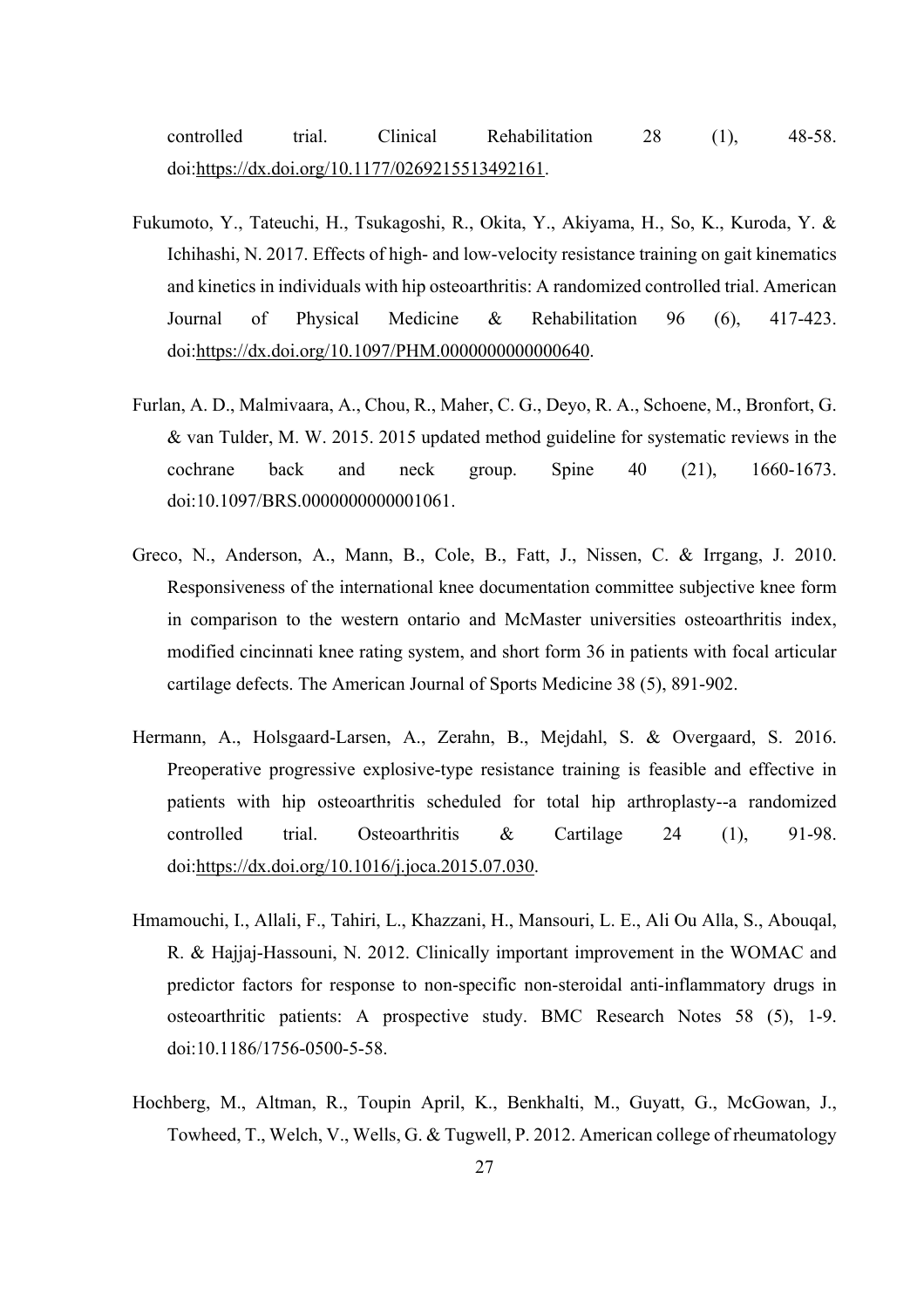controlled trial. Clinical Rehabilitation 28 (1), 48-58. doi:https://dx.doi.org/10.1177/0269215513492161.

Fukumoto, Y., Tateuchi, H., Tsukagoshi, R., Okita, Y., Akiyama, H., So, K., Kuroda, Y. & Ichihashi, N. 2017. Effects of high- and low-velocity resistance training on gait kinematics and kinetics in individuals with hip osteoarthritis: A randomized controlled trial. American Journal of Physical Medicine & Rehabilitation 96 (6), 417-423. doi:https://dx.doi.org/10.1097/PHM.0000000000000640.

Furlan, A. D., Malmivaara, A., Chou, R., Maher, C. G., Deyo, R. A., Schoene, M., Bronfort, G. & van Tulder, M. W. 2015. 2015 updated method guideline for systematic reviews in the cochrane back and neck group. Spine 40 (21), 1660-1673. doi:10.1097/BRS.0000000000001061.

Greco, N., Anderson, A., Mann, B., Cole, B., Fatt, J., Nissen, C. & Irrgang, J. 2010. Responsiveness of the international knee documentation committee subjective knee form in comparison to the western ontario and McMaster universities osteoarthritis index, modified cincinnati knee rating system, and short form 36 in patients with focal articular cartilage defects. The American Journal of Sports Medicine 38 (5), 891-902.

Hermann, A., Holsgaard-Larsen, A., Zerahn, B., Mejdahl, S. & Overgaard, S. 2016. Preoperative progressive explosive-type resistance training is feasible and effective in patients with hip osteoarthritis scheduled for total hip arthroplasty--a randomized controlled trial. Osteoarthritis & Cartilage 24 (1), 91-98. doi:https://dx.doi.org/10.1016/j.joca.2015.07.030.

Hmamouchi, I., Allali, F., Tahiri, L., Khazzani, H., Mansouri, L. E., Ali Ou Alla, S., Abouqal, R. & Hajjaj-Hassouni, N. 2012. Clinically important improvement in the WOMAC and predictor factors for response to non-specific non-steroidal anti-inflammatory drugs in osteoarthritic patients: A prospective study. BMC Research Notes 58 (5), 1-9. doi:10.1186/1756-0500-5-58.

Hochberg, M., Altman, R., Toupin April, K., Benkhalti, M., Guyatt, G., McGowan, J., Towheed, T., Welch, V., Wells, G. & Tugwell, P. 2012. American college of rheumatology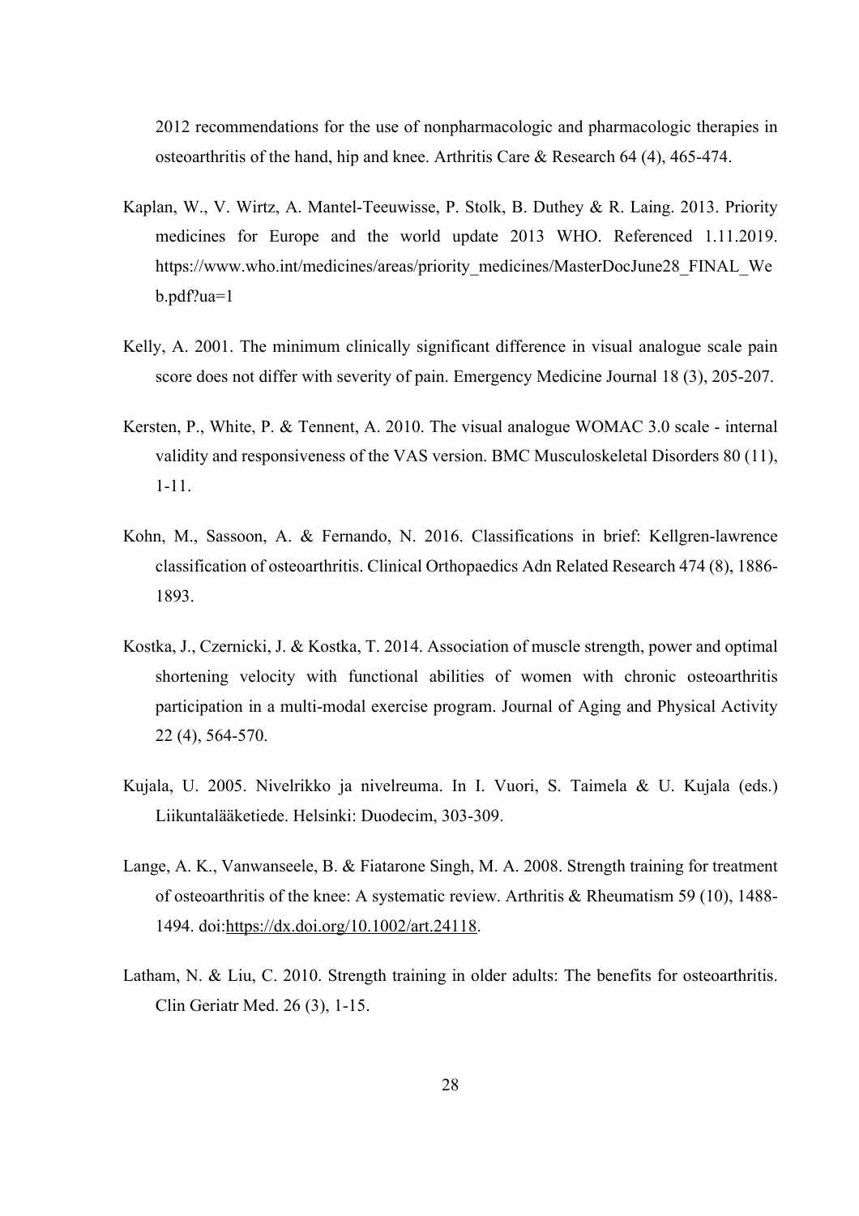2012 recommendations for the use of nonpharmacologic and pharmacologic therapies in osteoarthritis of the hand, hip and knee. Arthritis Care & Research 64 (4), 465-474.

Kaplan, W., V. Wirtz, A. Mantel-Teeuwisse, P. Stolk, B. Duthey & R. Laing. 2013. Priority medicines for Europe and the world update 2013 WHO. Referenced 1.11.2019. https://www.who.int/medicines/areas/priority_medicines/MasterDocJune28_FINAL_Web.pdf?ua=1

Kelly, A. 2001. The minimum clinically significant difference in visual analogue scale pain score does not differ with severity of pain. Emergency Medicine Journal 18 (3), 205-207.

Kersten, P., White, P. & Tennent, A. 2010. The visual analogue WOMAC 3.0 scale - internal validity and responsiveness of the VAS version. BMC Musculoskeletal Disorders 80 (11), 1-11.

Kohn, M., Sassoon, A. & Fernando, N. 2016. Classifications in brief: Kellgren-lawrence classification of osteoarthritis. Clinical Orthopaedics Adn Related Research 474 (8), 1886-1893.

Kostka, J., Czernicki, J. & Kostka, T. 2014. Association of muscle strength, power and optimal shortening velocity with functional abilities of women with chronic osteoarthritis participation in a multi-modal exercise program. Journal of Aging and Physical Activity 22 (4), 564-570.

Kujala, U. 2005. Nivelrikko ja nivelreuma. In I. Vuori, S. Taimela & U. Kujala (eds.) Liikuntalääketiede. Helsinki: Duodecim, 303-309.

Lange, A. K., Vanwanseele, B. & Fiatarone Singh, M. A. 2008. Strength training for treatment of osteoarthritis of the knee: A systematic review. Arthritis & Rheumatism 59 (10), 1488-1494. doi:https://dx.doi.org/10.1002/art.24118.

Latham, N. & Liu, C. 2010. Strength training in older adults: The benefits for osteoarthritis. Clin Geriatr Med. 26 (3), 1-15.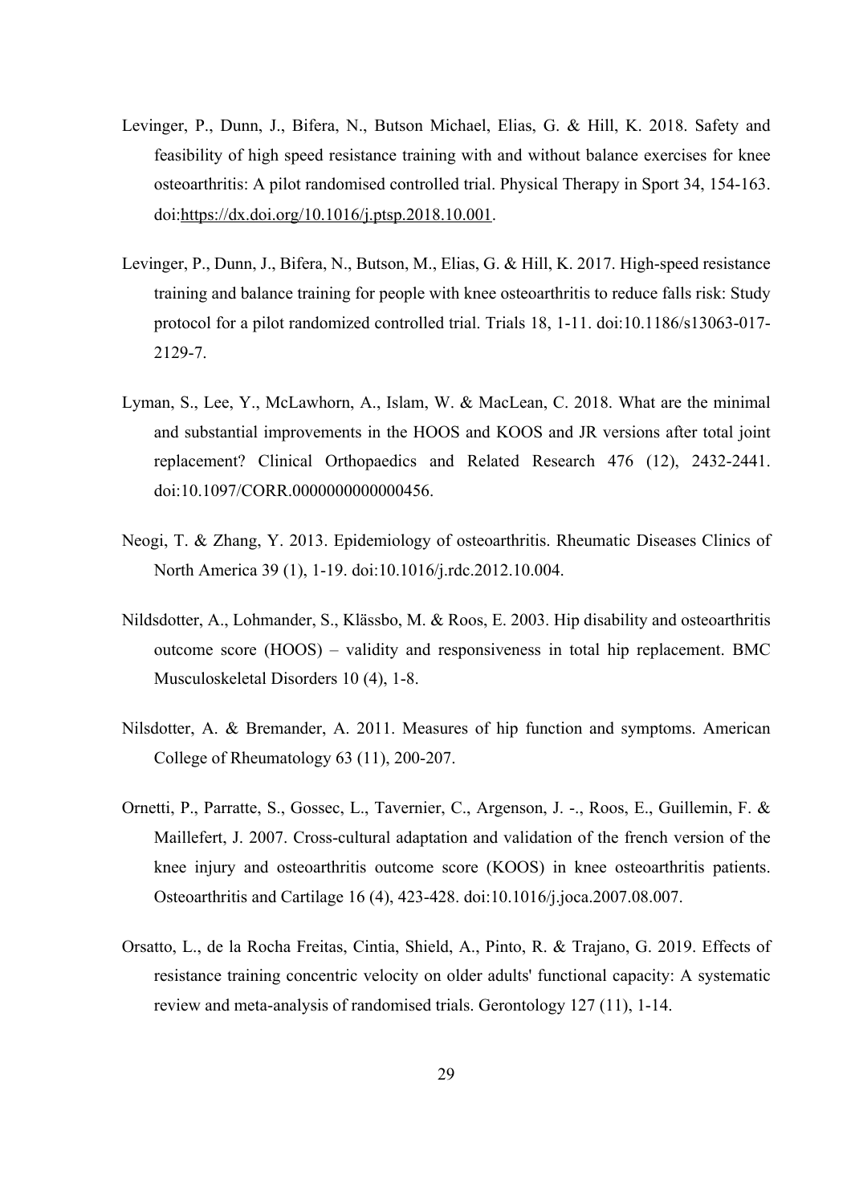Levinger, P., Dunn, J., Bifera, N., Butson Michael, Elias, G. & Hill, K. 2018. Safety and feasibility of high speed resistance training with and without balance exercises for knee osteoarthritis: A pilot randomised controlled trial. Physical Therapy in Sport 34, 154-163. doi:https://dx.doi.org/10.1016/j.ptsp.2018.10.001.

Levinger, P., Dunn, J., Bifera, N., Butson, M., Elias, G. & Hill, K. 2017. High-speed resistance training and balance training for people with knee osteoarthritis to reduce falls risk: Study protocol for a pilot randomized controlled trial. Trials 18, 1-11. doi:10.1186/s13063-017-2129-7.

Lyman, S., Lee, Y., McLawhorn, A., Islam, W. & MacLean, C. 2018. What are the minimal and substantial improvements in the HOOS and KOOS and JR versions after total joint replacement? Clinical Orthopaedics and Related Research 476 (12), 2432-2441. doi:10.1097/CORR.0000000000000456.

Neogi, T. & Zhang, Y. 2013. Epidemiology of osteoarthritis. Rheumatic Diseases Clinics of North America 39 (1), 1-19. doi:10.1016/j.rdc.2012.10.004.

Nildsdotter, A., Lohmander, S., Klässbo, M. & Roos, E. 2003. Hip disability and osteoarthritis outcome score (HOOS) – validity and responsiveness in total hip replacement. BMC Musculoskeletal Disorders 10 (4), 1-8.

Nilsdotter, A. & Bremander, A. 2011. Measures of hip function and symptoms. American College of Rheumatology 63 (11), 200-207.

Ornetti, P., Parratte, S., Gossec, L., Tavernier, C., Argenson, J. -., Roos, E., Guillemin, F. & Maillefert, J. 2007. Cross-cultural adaptation and validation of the french version of the knee injury and osteoarthritis outcome score (KOOS) in knee osteoarthritis patients. Osteoarthritis and Cartilage 16 (4), 423-428. doi:10.1016/j.joca.2007.08.007.

Orsatto, L., de la Rocha Freitas, Cintia, Shield, A., Pinto, R. & Trajano, G. 2019. Effects of resistance training concentric velocity on older adults' functional capacity: A systematic review and meta-analysis of randomised trials. Gerontology 127 (11), 1-14.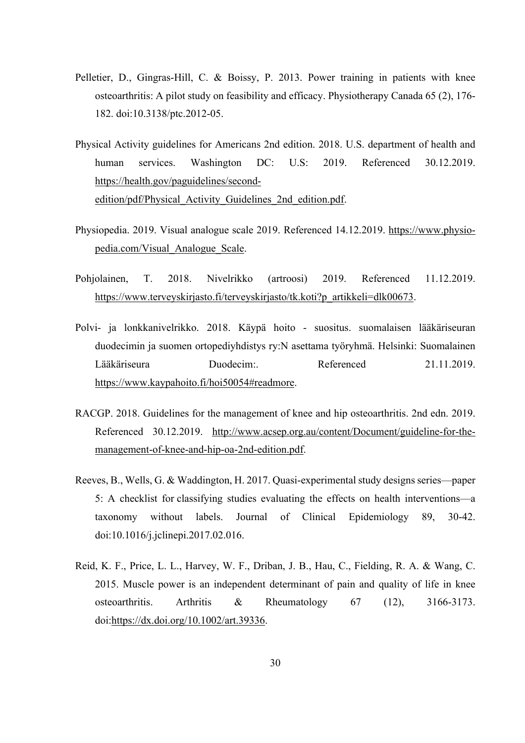Pelletier, D., Gingras-Hill, C. & Boissy, P. 2013. Power training in patients with knee osteoarthritis: A pilot study on feasibility and efficacy. Physiotherapy Canada 65 (2), 176-182. doi:10.3138/ptc.2012-05.

Physical Activity guidelines for Americans 2nd edition. 2018. U.S. department of health and human services. Washington DC: U.S: 2019. Referenced 30.12.2019. https://health.gov/paguidelines/second-edition/pdf/Physical_Activity_Guidelines_2nd_edition.pdf.

Physiopedia. 2019. Visual analogue scale 2019. Referenced 14.12.2019. https://www.physio-pedia.com/Visual_Analogue_Scale.

Pohjolainen, T. 2018. Nivelrikko (artroosi) 2019. Referenced 11.12.2019. https://www.terveyskirjasto.fi/terveyskirjasto/tk.koti?p_artikkeli=dlk00673.

Polvi- ja lonkkanivelrikko. 2018. Käypä hoito - suositus. suomalaisen lääkäriseuran duodecimin ja suomen ortopediyhdistys ry:N asettama työryhmä. Helsinki: Suomalainen Lääkäriseura Duodecim:. Referenced 21.11.2019. https://www.kaypahoito.fi/hoi50054#readmore.

RACGP. 2018. Guidelines for the management of knee and hip osteoarthritis. 2nd edn. 2019. Referenced 30.12.2019. http://www.acsep.org.au/content/Document/guideline-for-the-management-of-knee-and-hip-oa-2nd-edition.pdf.

Reeves, B., Wells, G. & Waddington, H. 2017. Quasi-experimental study designs series—paper 5: A checklist for classifying studies evaluating the effects on health interventions—a taxonomy without labels. Journal of Clinical Epidemiology 89, 30-42. doi:10.1016/j.jclinepi.2017.02.016.

Reid, K. F., Price, L. L., Harvey, W. F., Driban, J. B., Hau, C., Fielding, R. A. & Wang, C. 2015. Muscle power is an independent determinant of pain and quality of life in knee osteoarthritis. Arthritis & Rheumatology 67 (12), 3166-3173. doi:https://dx.doi.org/10.1002/art.39336.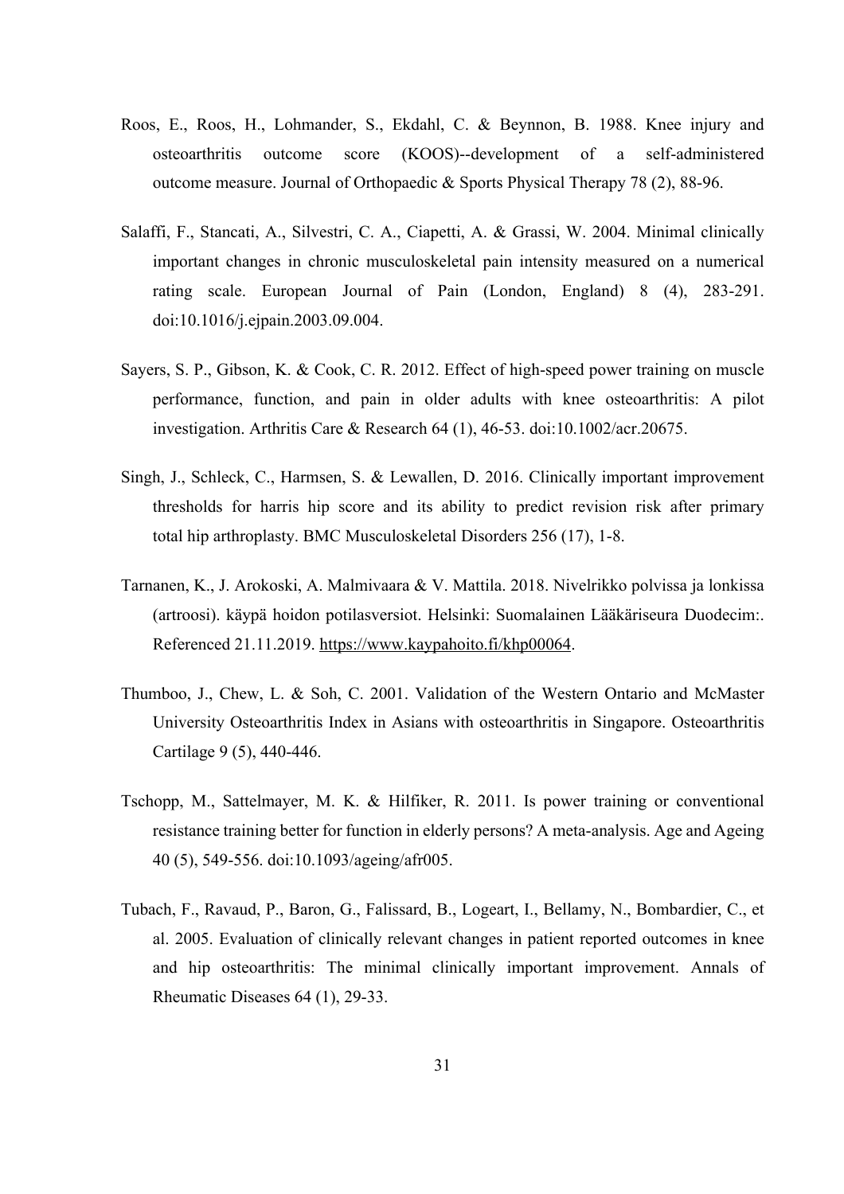Roos, E., Roos, H., Lohmander, S., Ekdahl, C. & Beynnon, B. 1988. Knee injury and osteoarthritis outcome score (KOOS)--development of a self-administered outcome measure. Journal of Orthopaedic & Sports Physical Therapy 78 (2), 88-96.

Salaffi, F., Stancati, A., Silvestri, C. A., Ciapetti, A. & Grassi, W. 2004. Minimal clinically important changes in chronic musculoskeletal pain intensity measured on a numerical rating scale. European Journal of Pain (London, England) 8 (4), 283-291. doi:10.1016/j.ejpain.2003.09.004.

Sayers, S. P., Gibson, K. & Cook, C. R. 2012. Effect of high-speed power training on muscle performance, function, and pain in older adults with knee osteoarthritis: A pilot investigation. Arthritis Care & Research 64 (1), 46-53. doi:10.1002/acr.20675.

Singh, J., Schleck, C., Harmsen, S. & Lewallen, D. 2016. Clinically important improvement thresholds for harris hip score and its ability to predict revision risk after primary total hip arthroplasty. BMC Musculoskeletal Disorders 256 (17), 1-8.

Tarnanen, K., J. Arokoski, A. Malmivaara & V. Mattila. 2018. Nivelrikko polvissa ja lonkissa (artroosi). käypä hoidon potilasversiot. Helsinki: Suomalainen Lääkäriseura Duodecim:. Referenced 21.11.2019. https://www.kaypahoito.fi/khp00064.

Thumboo, J., Chew, L. & Soh, C. 2001. Validation of the Western Ontario and McMaster University Osteoarthritis Index in Asians with osteoarthritis in Singapore. Osteoarthritis Cartilage 9 (5), 440-446.

Tschopp, M., Sattelmayer, M. K. & Hilfiker, R. 2011. Is power training or conventional resistance training better for function in elderly persons? A meta-analysis. Age and Ageing 40 (5), 549-556. doi:10.1093/ageing/afr005.

Tubach, F., Ravaud, P., Baron, G., Falissard, B., Logeart, I., Bellamy, N., Bombardier, C., et al. 2005. Evaluation of clinically relevant changes in patient reported outcomes in knee and hip osteoarthritis: The minimal clinically important improvement. Annals of Rheumatic Diseases 64 (1), 29-33.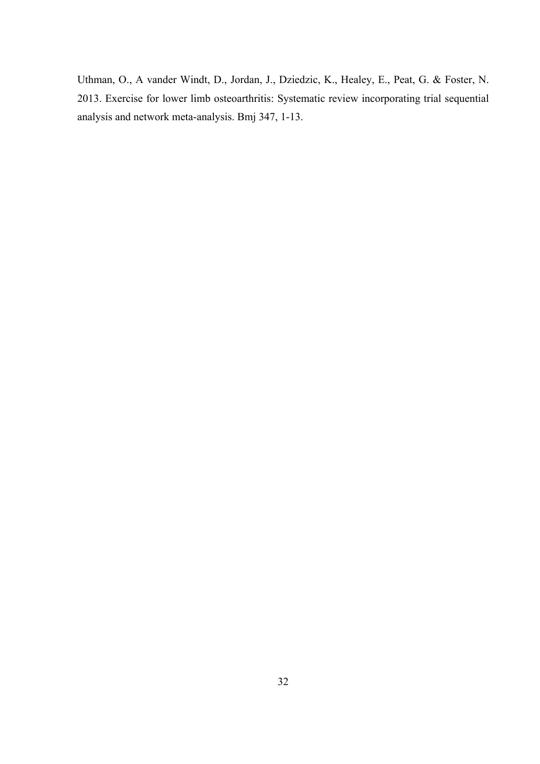Uthman, O., A vander Windt, D., Jordan, J., Dziedzic, K., Healey, E., Peat, G. & Foster, N. 2013. Exercise for lower limb osteoarthritis: Systematic review incorporating trial sequential analysis and network meta-analysis. Bmj 347, 1-13.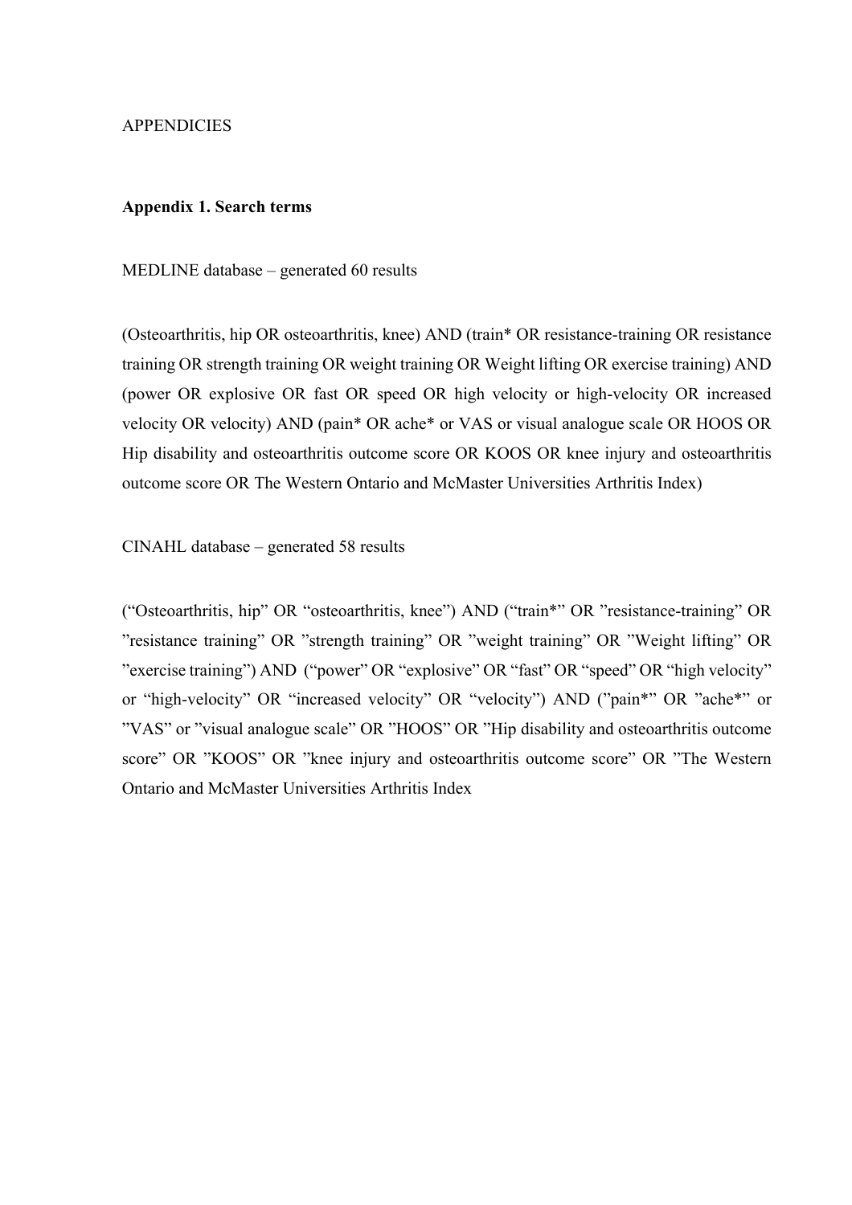APPENDICIES

**Appendix 1. Search terms**

MEDLINE database – generated 60 results

(Osteoarthritis, hip OR osteoarthritis, knee) AND (train* OR resistance-training OR resistance training OR strength training OR weight training OR Weight lifting OR exercise training) AND (power OR explosive OR fast OR speed OR high velocity or high-velocity OR increased velocity OR velocity) AND (pain* OR ache* or VAS or visual analogue scale OR HOOS OR Hip disability and osteoarthritis outcome score OR KOOS OR knee injury and osteoarthritis outcome score OR The Western Ontario and McMaster Universities Arthritis Index)

CINAHL database – generated 58 results

("Osteoarthritis, hip" OR "osteoarthritis, knee") AND ("train*" OR "resistance-training" OR "resistance training" OR "strength training" OR "weight training" OR "Weight lifting" OR "exercise training") AND ("power" OR "explosive" OR "fast" OR "speed" OR "high velocity" or "high-velocity" OR "increased velocity" OR "velocity") AND ("pain*" OR "ache*" or "VAS" or "visual analogue scale" OR "HOOS" OR "Hip disability and osteoarthritis outcome score" OR "KOOS" OR "knee injury and osteoarthritis outcome score" OR "The Western Ontario and McMaster Universities Arthritis Index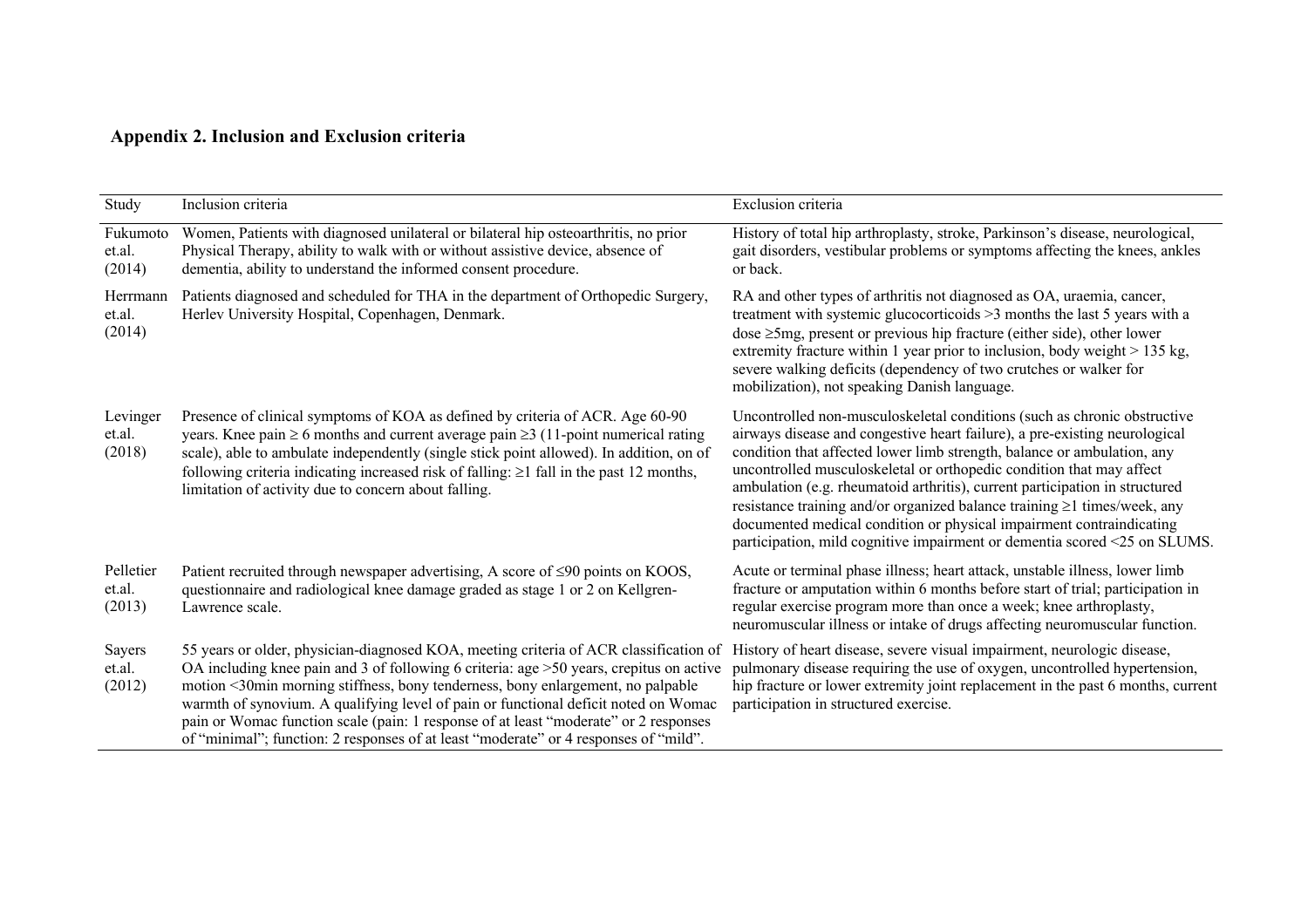## Appendix 2. Inclusion and Exclusion criteria

| Study | Inclusion criteria | Exclusion criteria |
|---|---|---|
| Fukumoto et.al. (2014) | Women, Patients with diagnosed unilateral or bilateral hip osteoarthritis, no prior Physical Therapy, ability to walk with or without assistive device, absence of dementia, ability to understand the informed consent procedure. | History of total hip arthroplasty, stroke, Parkinson's disease, neurological, gait disorders, vestibular problems or symptoms affecting the knees, ankles or back. |
| Herrmann et.al. (2014) | Patients diagnosed and scheduled for THA in the department of Orthopedic Surgery, Herlev University Hospital, Copenhagen, Denmark. | RA and other types of arthritis not diagnosed as OA, uraemia, cancer, treatment with systemic glucocorticoids >3 months the last 5 years with a dose ≥5mg, present or previous hip fracture (either side), other lower extremity fracture within 1 year prior to inclusion, body weight > 135 kg, severe walking deficits (dependency of two crutches or walker for mobilization), not speaking Danish language. |
| Levinger et.al. (2018) | Presence of clinical symptoms of KOA as defined by criteria of ACR. Age 60-90 years. Knee pain ≥ 6 months and current average pain ≥3 (11-point numerical rating scale), able to ambulate independently (single stick point allowed). In addition, on of following criteria indicating increased risk of falling: ≥1 fall in the past 12 months, limitation of activity due to concern about falling. | Uncontrolled non-musculoskeletal conditions (such as chronic obstructive airways disease and congestive heart failure), a pre-existing neurological condition that affected lower limb strength, balance or ambulation, any uncontrolled musculoskeletal or orthopedic condition that may affect ambulation (e.g. rheumatoid arthritis), current participation in structured resistance training and/or organized balance training ≥1 times/week, any documented medical condition or physical impairment contraindicating participation, mild cognitive impairment or dementia scored <25 on SLUMS. |
| Pelletier et.al. (2013) | Patient recruited through newspaper advertising, A score of ≤90 points on KOOS, questionnaire and radiological knee damage graded as stage 1 or 2 on Kellgren-Lawrence scale. | Acute or terminal phase illness; heart attack, unstable illness, lower limb fracture or amputation within 6 months before start of trial; participation in regular exercise program more than once a week; knee arthroplasty, neuromuscular illness or intake of drugs affecting neuromuscular function. |
| Sayers et.al. (2012) | 55 years or older, physician-diagnosed KOA, meeting criteria of ACR classification of OA including knee pain and 3 of following 6 criteria: age >50 years, crepitus on active motion <30min morning stiffness, bony tenderness, bony enlargement, no palpable warmth of synovium. A qualifying level of pain or functional deficit noted on Womac pain or Womac function scale (pain: 1 response of at least "moderate" or 2 responses of "minimal"; function: 2 responses of at least "moderate" or 4 responses of "mild". | History of heart disease, severe visual impairment, neurologic disease, pulmonary disease requiring the use of oxygen, uncontrolled hypertension, hip fracture or lower extremity joint replacement in the past 6 months, current participation in structured exercise. |